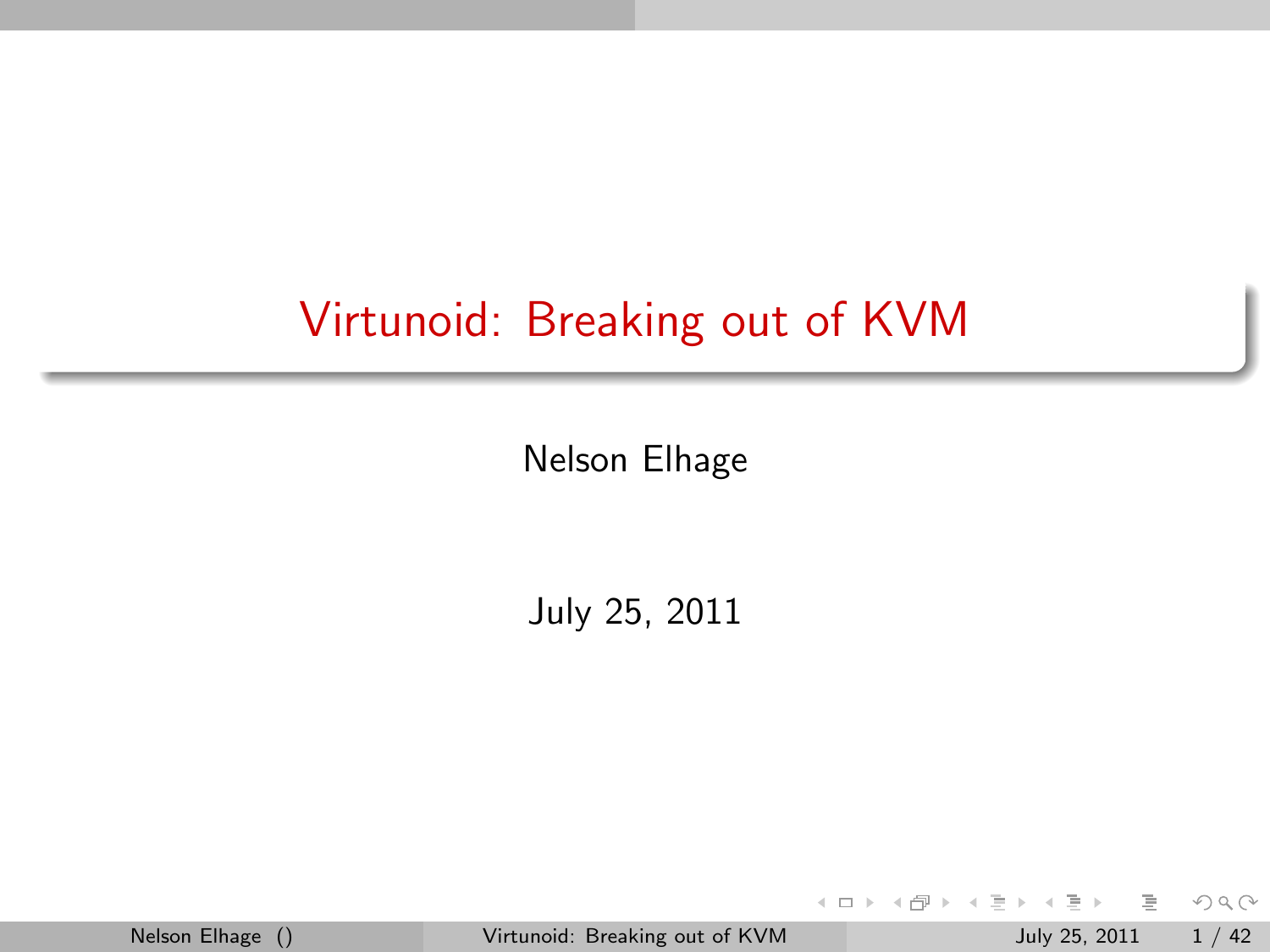# Virtunoid: Breaking out of KVM

Nelson Elhage

July 25, 2011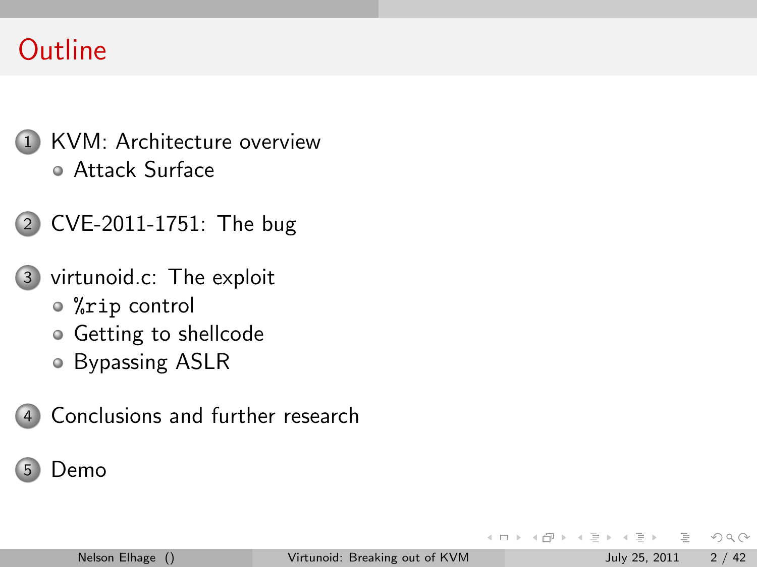# Outline

1. KVM: Architecture overview
   - Attack Surface
2. CVE-2011-1751: The bug
3. virtunoid.c: The exploit
   - `%rip` control
   - Getting to shellcode
   - Bypassing ASLR
4. Conclusions and further research
5. Demo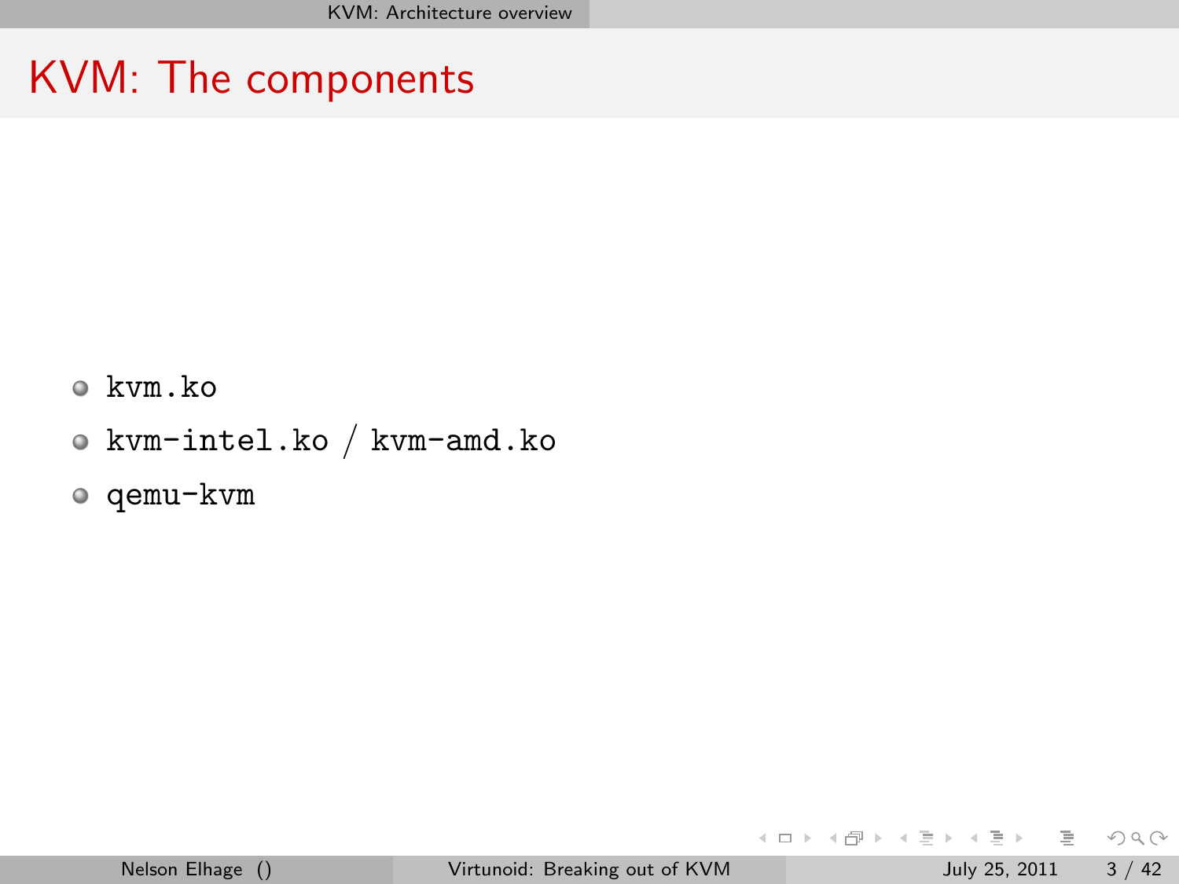# KVM: The components

- `kvm.ko`
- `kvm-intel.ko` / `kvm-amd.ko`
- `qemu-kvm`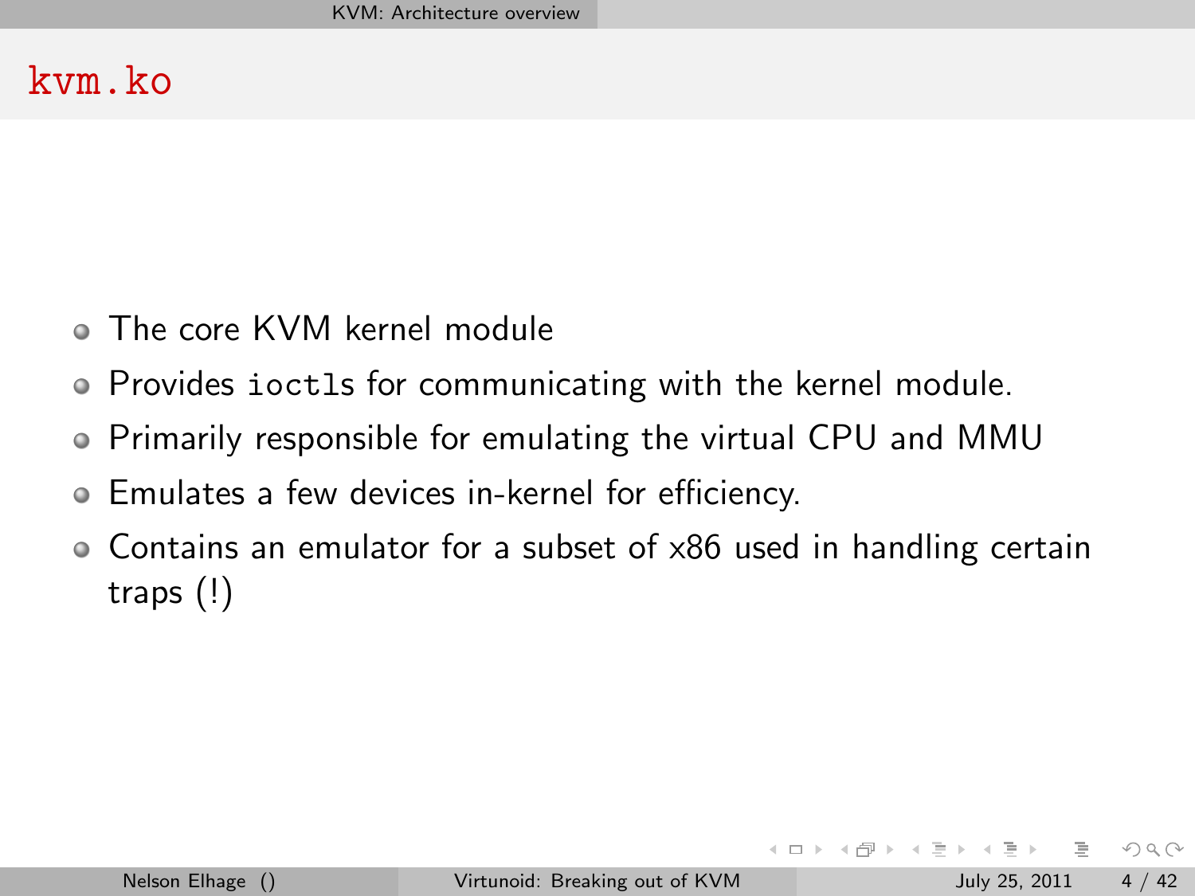# kvm.ko

- The core KVM kernel module
- Provides `ioctls` for communicating with the kernel module.
- Primarily responsible for emulating the virtual CPU and MMU
- Emulates a few devices in-kernel for efficiency.
- Contains an emulator for a subset of x86 used in handling certain traps (!)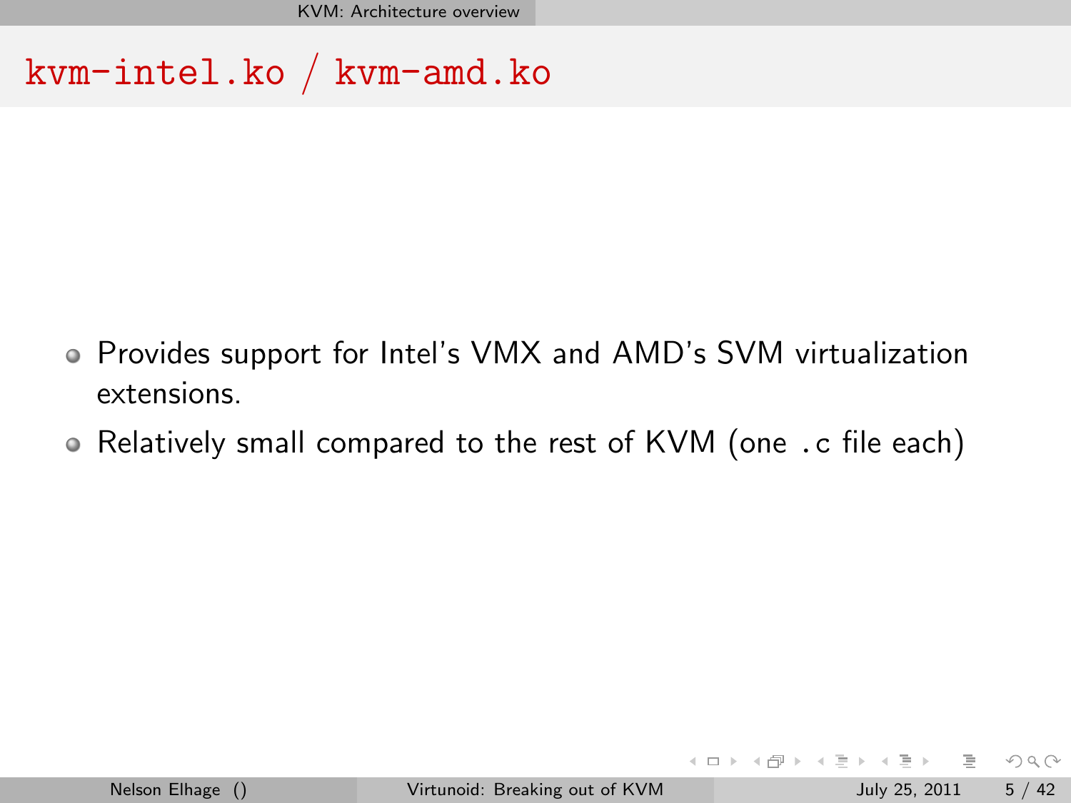# `kvm-intel.ko` / `kvm-amd.ko`

- Provides support for Intel's VMX and AMD's SVM virtualization extensions.
- Relatively small compared to the rest of KVM (one `.c` file each)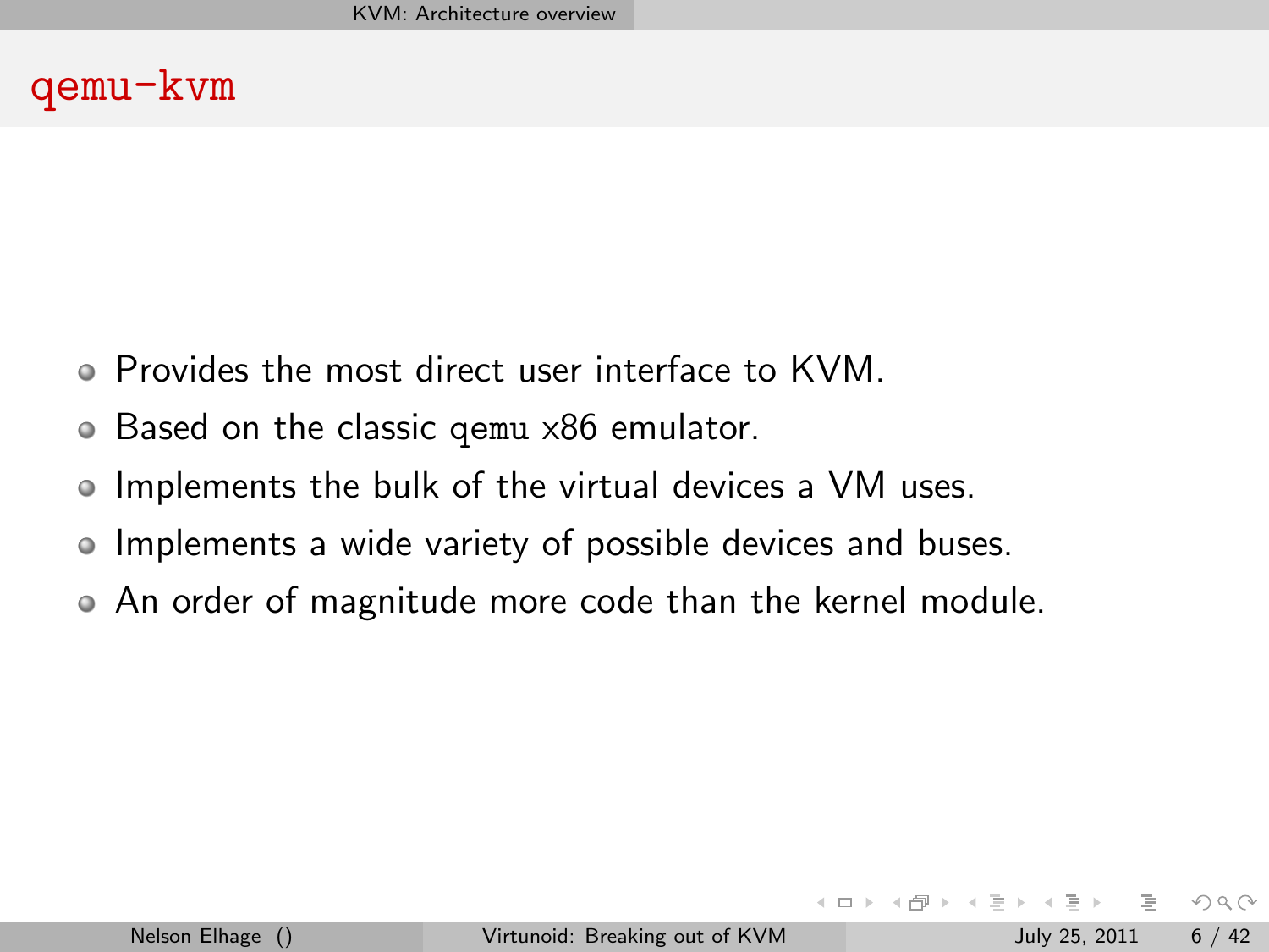# qemu-kvm

- Provides the most direct user interface to KVM.
- Based on the classic `qemu` x86 emulator.
- Implements the bulk of the virtual devices a VM uses.
- Implements a wide variety of possible devices and buses.
- An order of magnitude more code than the kernel module.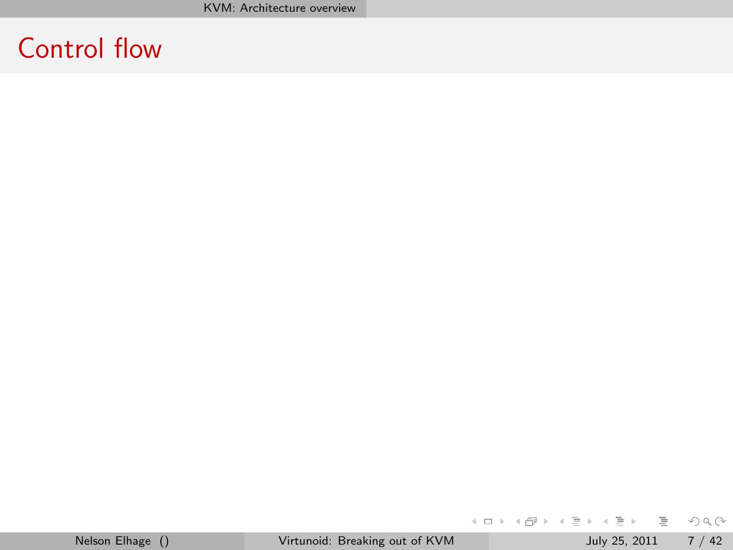# Control flow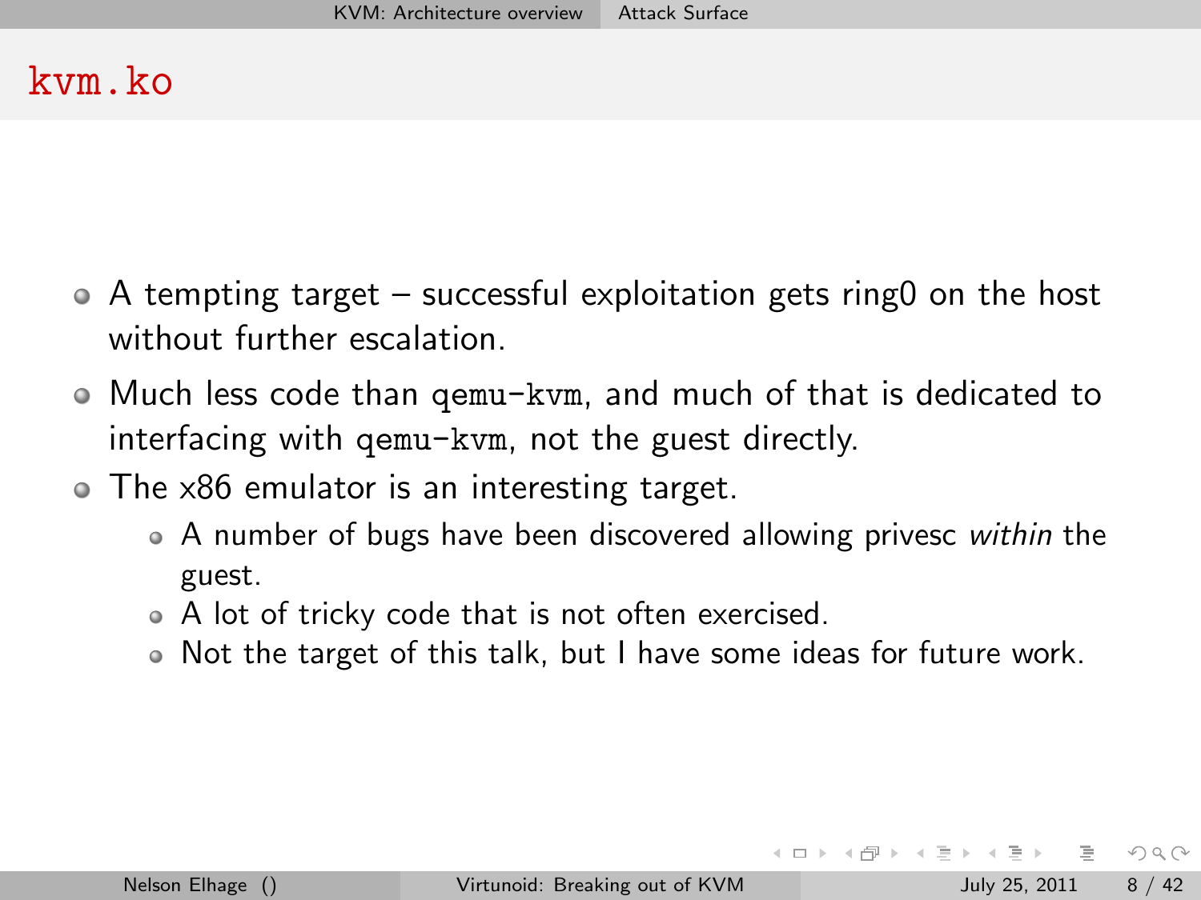# `kvm.ko`

- A tempting target – successful exploitation gets ring0 on the host without further escalation.
- Much less code than `qemu-kvm`, and much of that is dedicated to interfacing with `qemu-kvm`, not the guest directly.
- The x86 emulator is an interesting target.
  - A number of bugs have been discovered allowing privesc *within* the guest.
  - A lot of tricky code that is not often exercised.
  - Not the target of this talk, but I have some ideas for future work.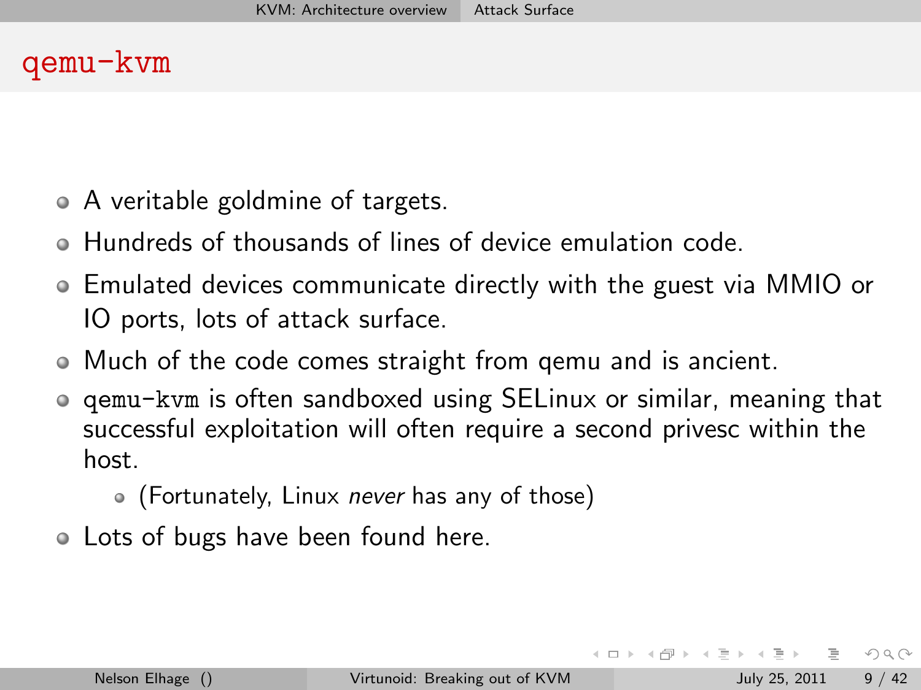# qemu-kvm

- A veritable goldmine of targets.
- Hundreds of thousands of lines of device emulation code.
- Emulated devices communicate directly with the guest via MMIO or IO ports, lots of attack surface.
- Much of the code comes straight from qemu and is ancient.
- `qemu-kvm` is often sandboxed using SELinux or similar, meaning that successful exploitation will often require a second privesc within the host.
  - (Fortunately, Linux *never* has any of those)
- Lots of bugs have been found here.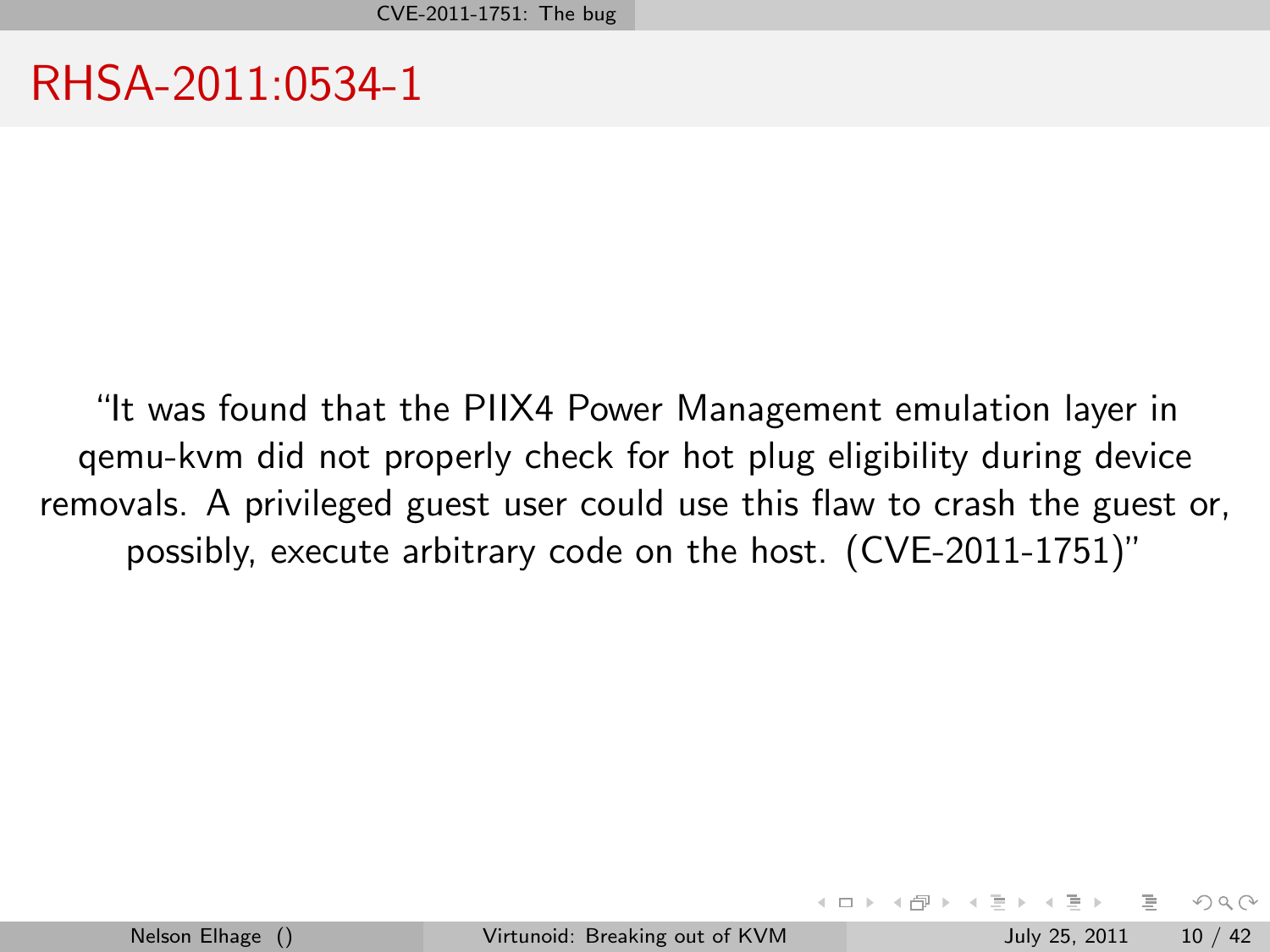# RHSA-2011:0534-1

"It was found that the PIIX4 Power Management emulation layer in qemu-kvm did not properly check for hot plug eligibility during device removals. A privileged guest user could use this flaw to crash the guest or, possibly, execute arbitrary code on the host. (CVE-2011-1751)"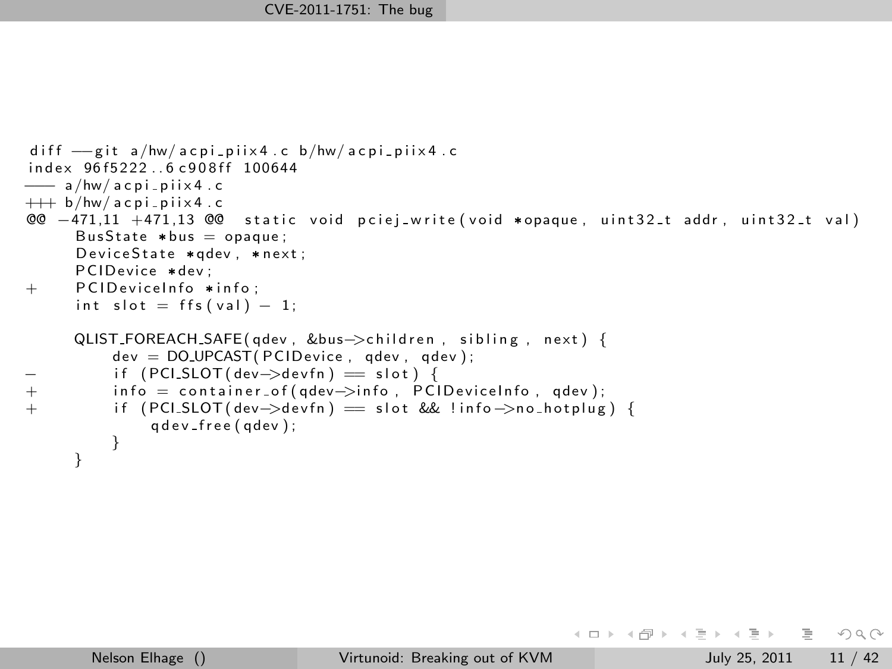# CVE-2011-1751: The bug

```
diff --git a/hw/acpi_piix4.c b/hw/acpi_piix4.c
index 96f5222..6c908ff 100644
--- a/hw/acpi_piix4.c
+++ b/hw/acpi_piix4.c
@@ -471,11 +471,13 @@ static void pciej_write(void *opaque, uint32_t addr, uint32_t val)
     BusState *bus = opaque;
     DeviceState *qdev, *next;
     PCIDevice *dev;
+    PCIDeviceInfo *info;
     int slot = ffs(val) - 1;

     QLIST_FOREACH_SAFE(qdev, &bus->children, sibling, next) {
         dev = DO_UPCAST(PCIDevice, qdev, qdev);
-        if (PCI_SLOT(dev->devfn) == slot) {
+        info = container_of(qdev->info, PCIDeviceInfo, qdev);
+        if (PCI_SLOT(dev->devfn) == slot && !info->no_hotplug) {
             qdev_free(qdev);
         }
     }
```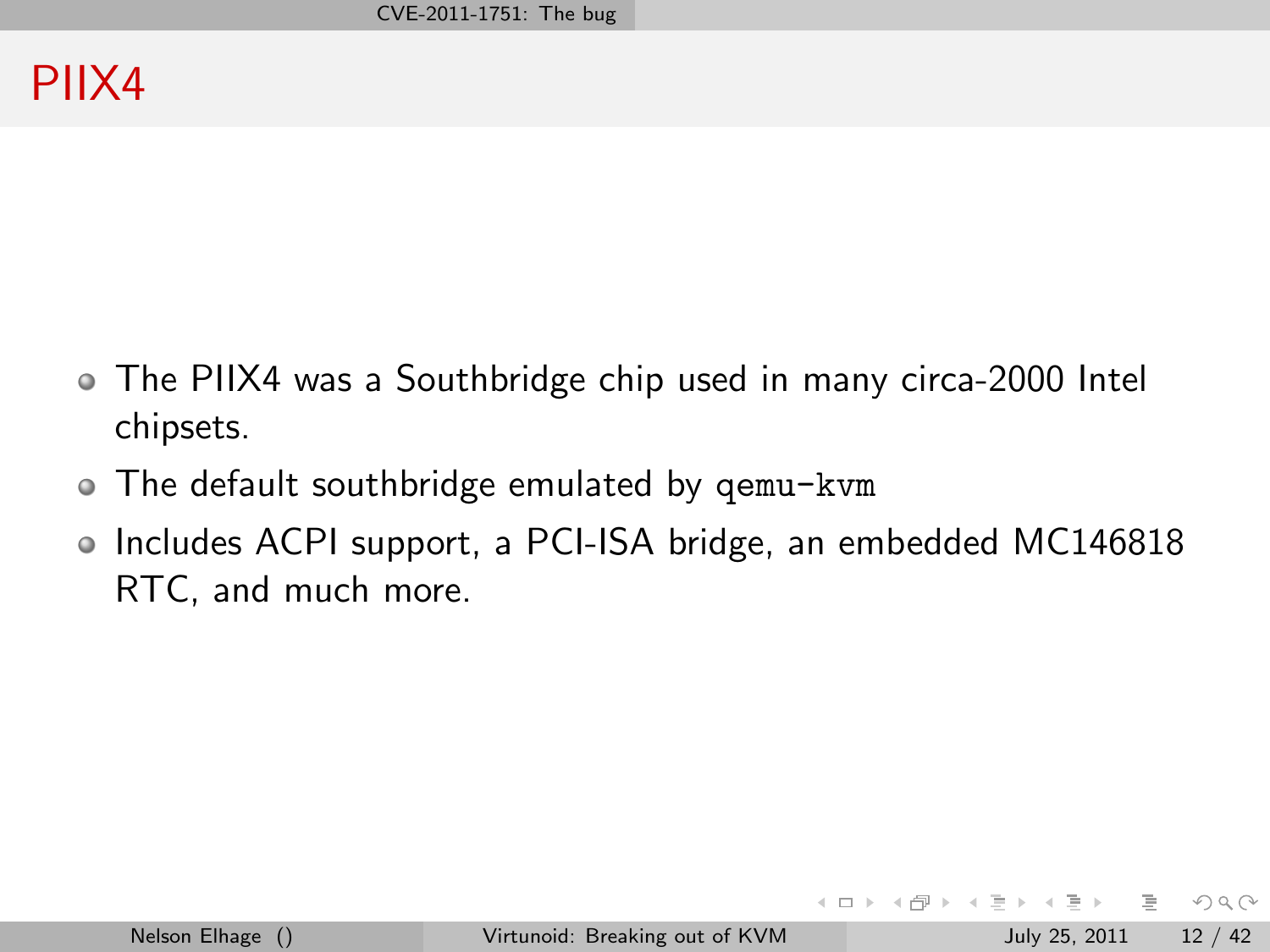# PIIX4

- The PIIX4 was a Southbridge chip used in many circa-2000 Intel chipsets.
- The default southbridge emulated by `qemu-kvm`
- Includes ACPI support, a PCI-ISA bridge, an embedded MC146818 RTC, and much more.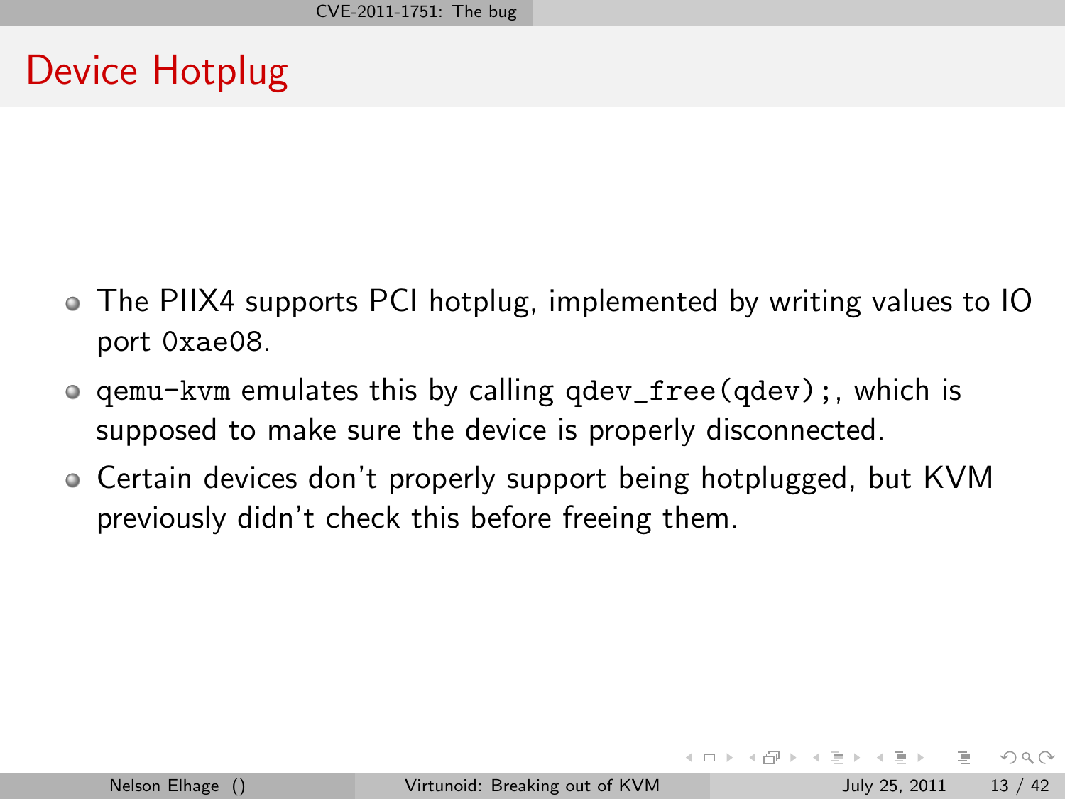# Device Hotplug

- The PIIX4 supports PCI hotplug, implemented by writing values to IO port `0xae08`.
- `qemu-kvm` emulates this by calling `qdev_free(qdev);`, which is supposed to make sure the device is properly disconnected.
- Certain devices don't properly support being hotplugged, but KVM previously didn't check this before freeing them.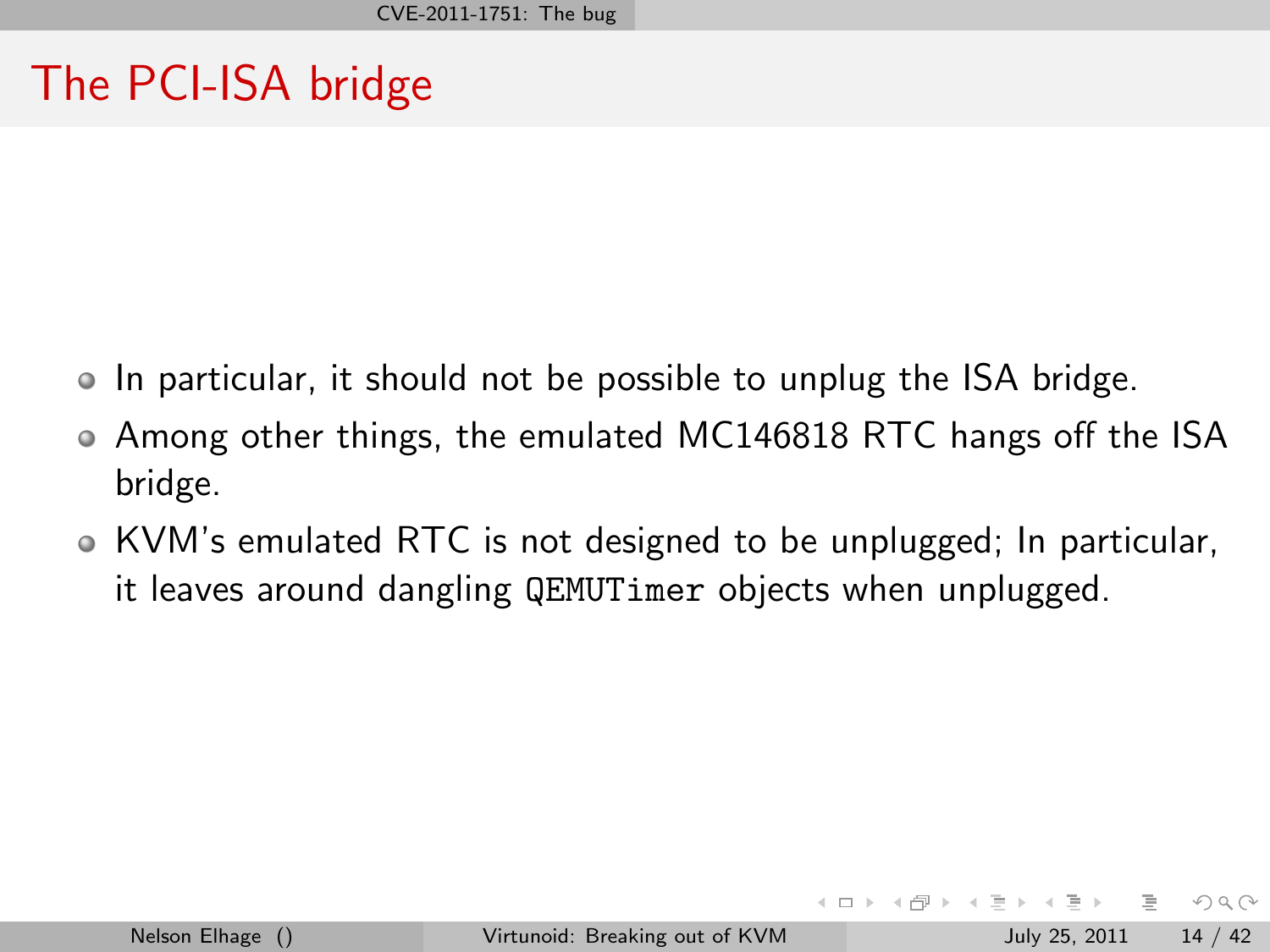# The PCI-ISA bridge

- In particular, it should not be possible to unplug the ISA bridge.
- Among other things, the emulated MC146818 RTC hangs off the ISA bridge.
- KVM's emulated RTC is not designed to be unplugged; In particular, it leaves around dangling `QEMUTimer` objects when unplugged.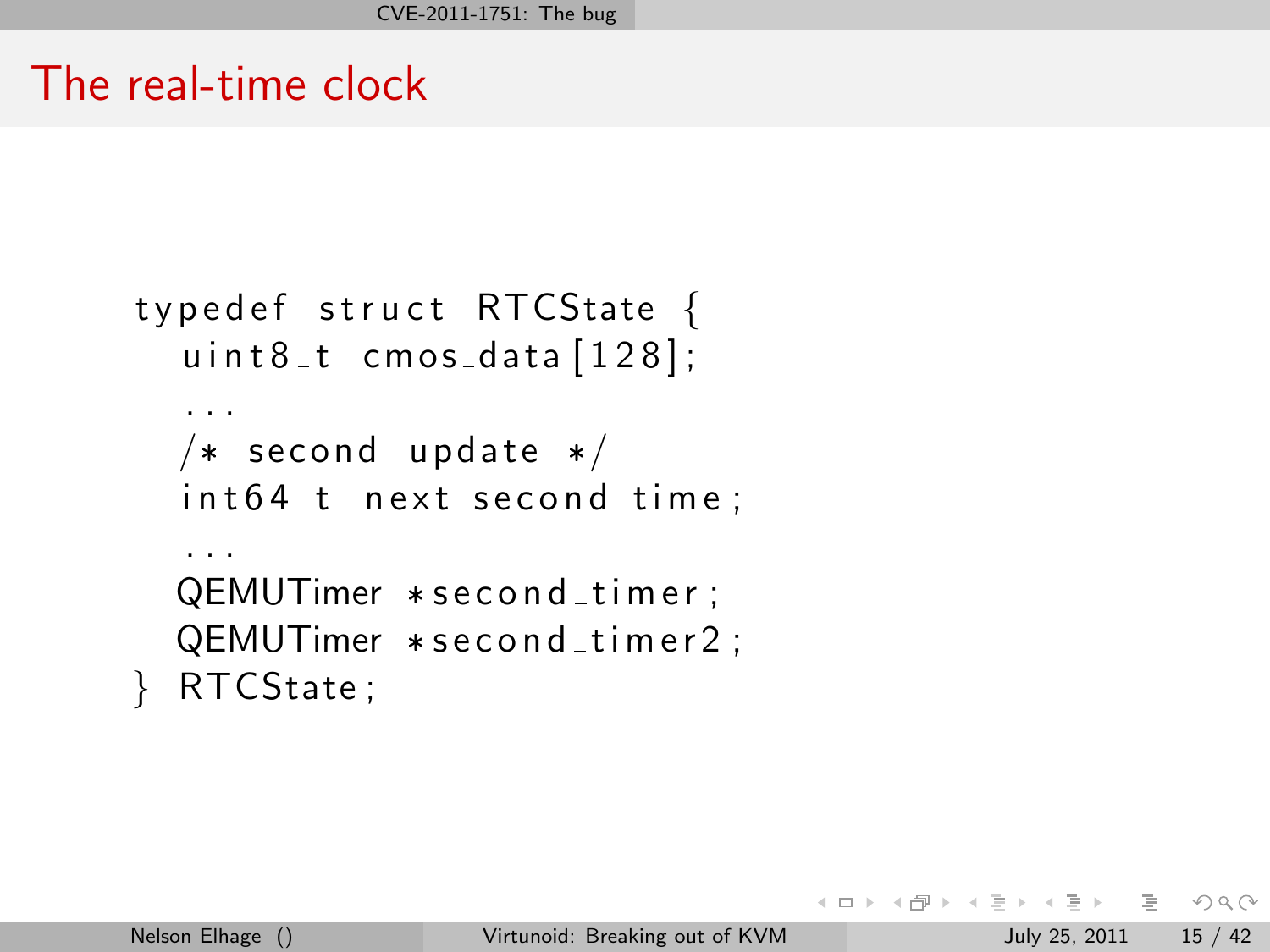# The real-time clock

```
typedef struct RTCState {
  uint8_t cmos_data[128];
  ...
  /* second update */
  int64_t next_second_time;
  ...
  QEMUTimer *second_timer;
  QEMUTimer *second_timer2;
} RTCState;
```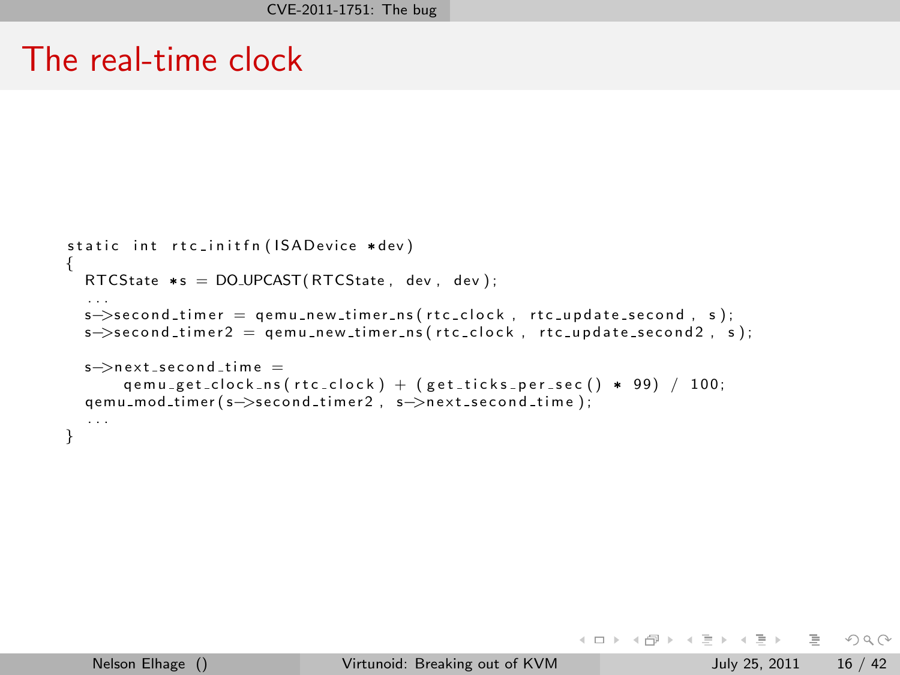# The real-time clock

```
static int rtc_initfn(ISADevice *dev)
{
  RTCState *s = DO_UPCAST(RTCState, dev, dev);
  ...
  s->second_timer = qemu_new_timer_ns(rtc_clock, rtc_update_second, s);
  s->second_timer2 = qemu_new_timer_ns(rtc_clock, rtc_update_second2, s);

  s->next_second_time =
      qemu_get_clock_ns(rtc_clock) + (get_ticks_per_sec() * 99) / 100;
  qemu_mod_timer(s->second_timer2, s->next_second_time);
  ...
}
```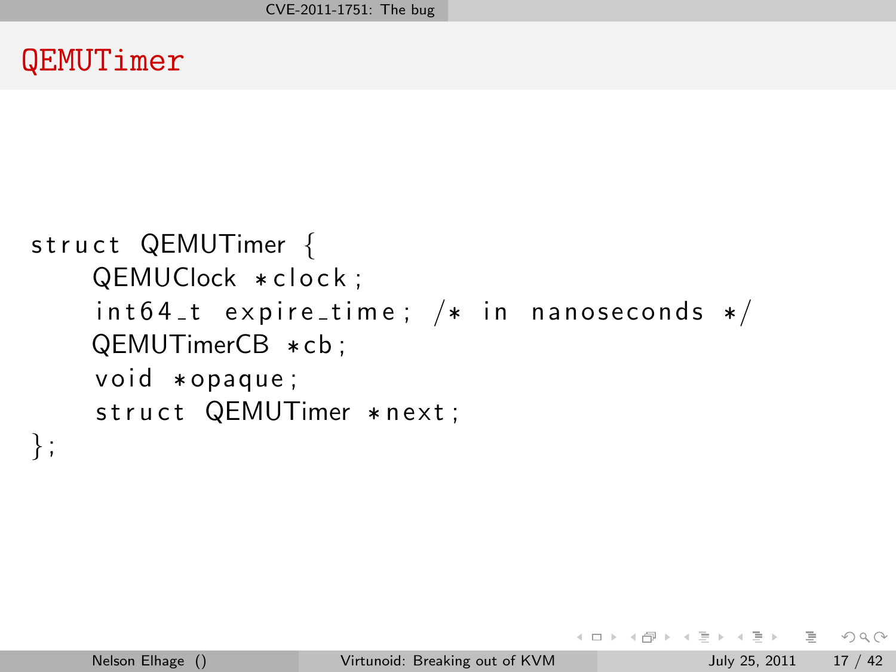# QEMUTimer

```c
struct QEMUTimer {
    QEMUClock *clock;
    int64_t expire_time; /* in nanoseconds */
    QEMUTimerCB *cb;
    void *opaque;
    struct QEMUTimer *next;
};
```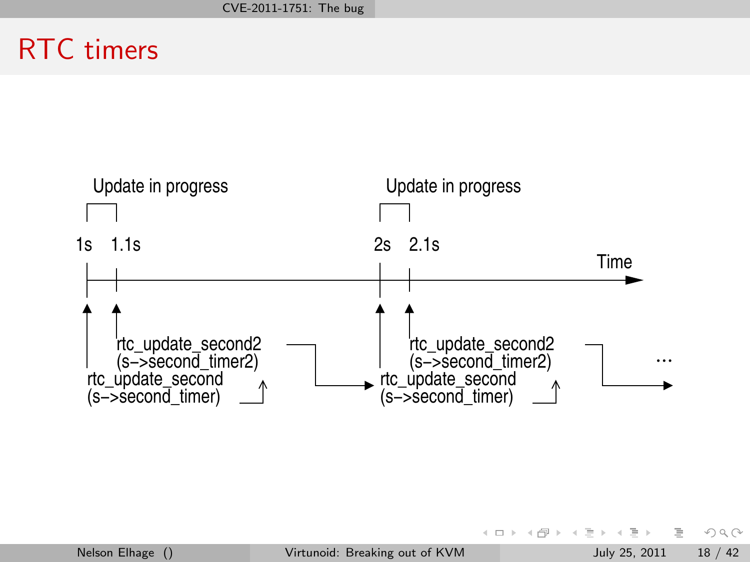# RTC timers

Update in progress

Update in progress

1s 1.1s

2s 2.1s

Time

rtc_update_second2
(s–>second_timer2)

rtc_update_second
(s–>second_timer)

rtc_update_second2
(s–>second_timer2)

rtc_update_second
(s–>second_timer)

...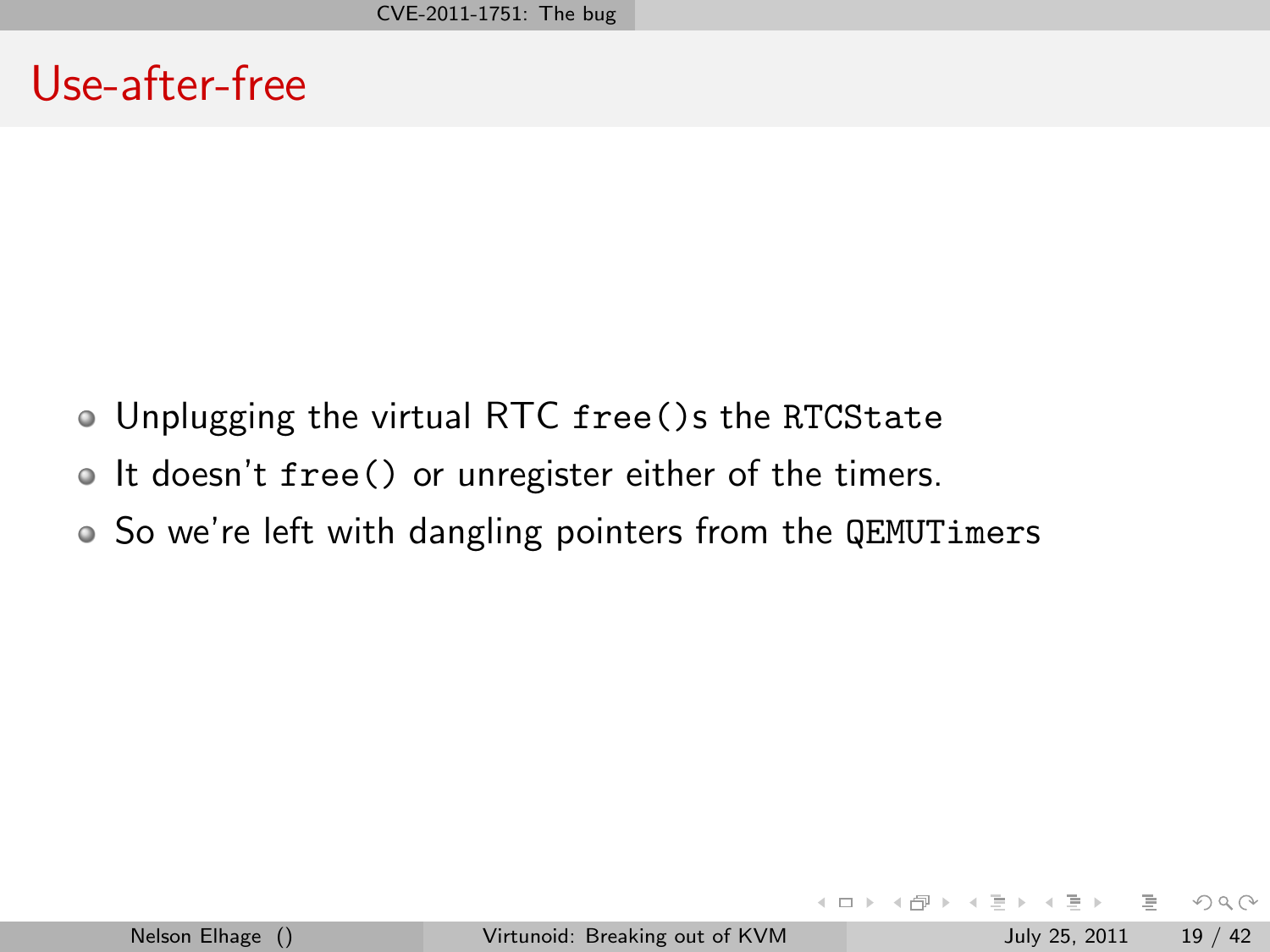# Use-after-free

- Unplugging the virtual RTC `free()`s the `RTCState`
- It doesn't `free()` or unregister either of the timers.
- So we're left with dangling pointers from the `QEMUTimers`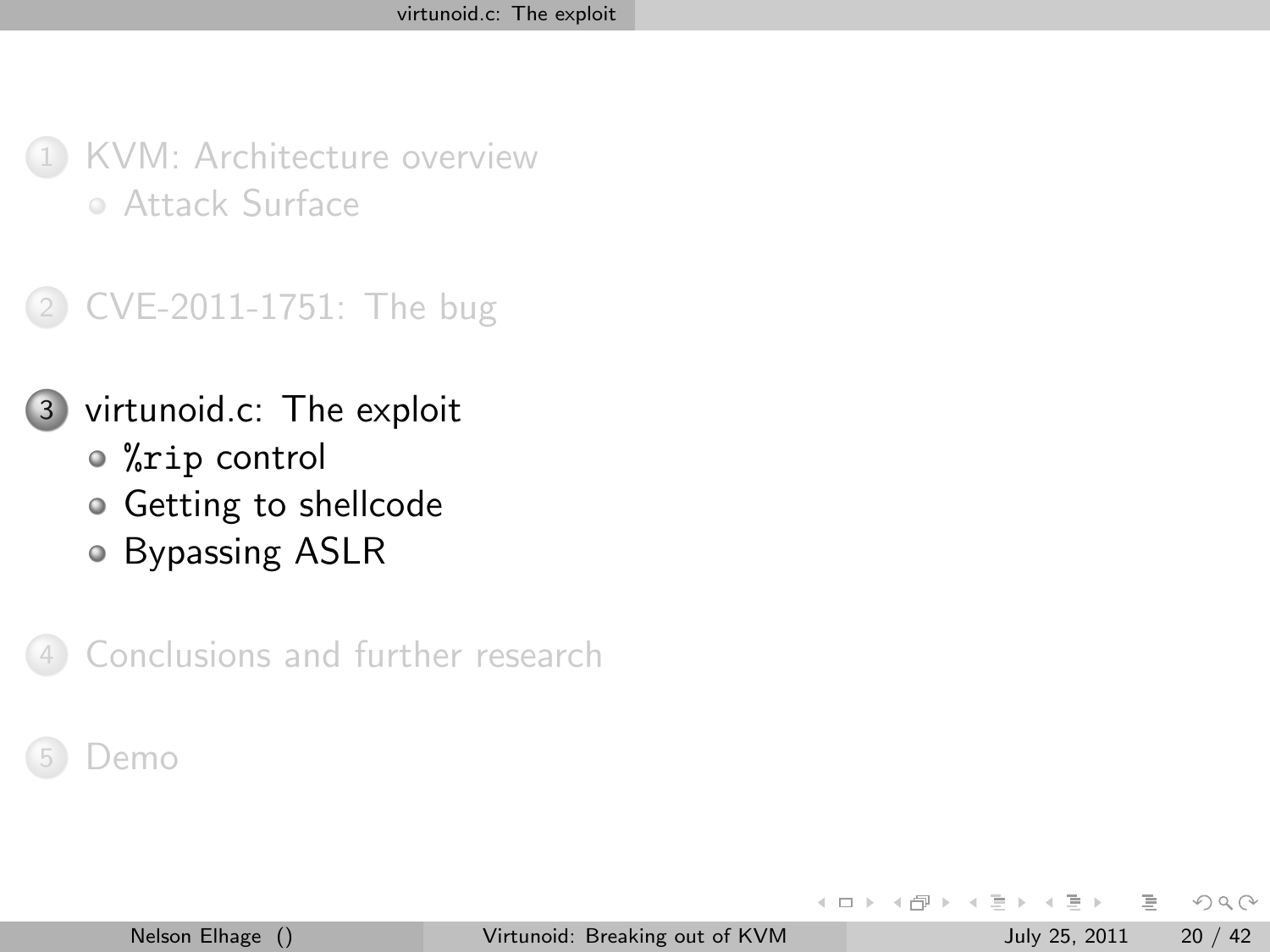1. KVM: Architecture overview
   - Attack Surface

2. CVE-2011-1751: The bug

3. virtunoid.c: The exploit
   - `%rip` control
   - Getting to shellcode
   - Bypassing ASLR

4. Conclusions and further research

5. Demo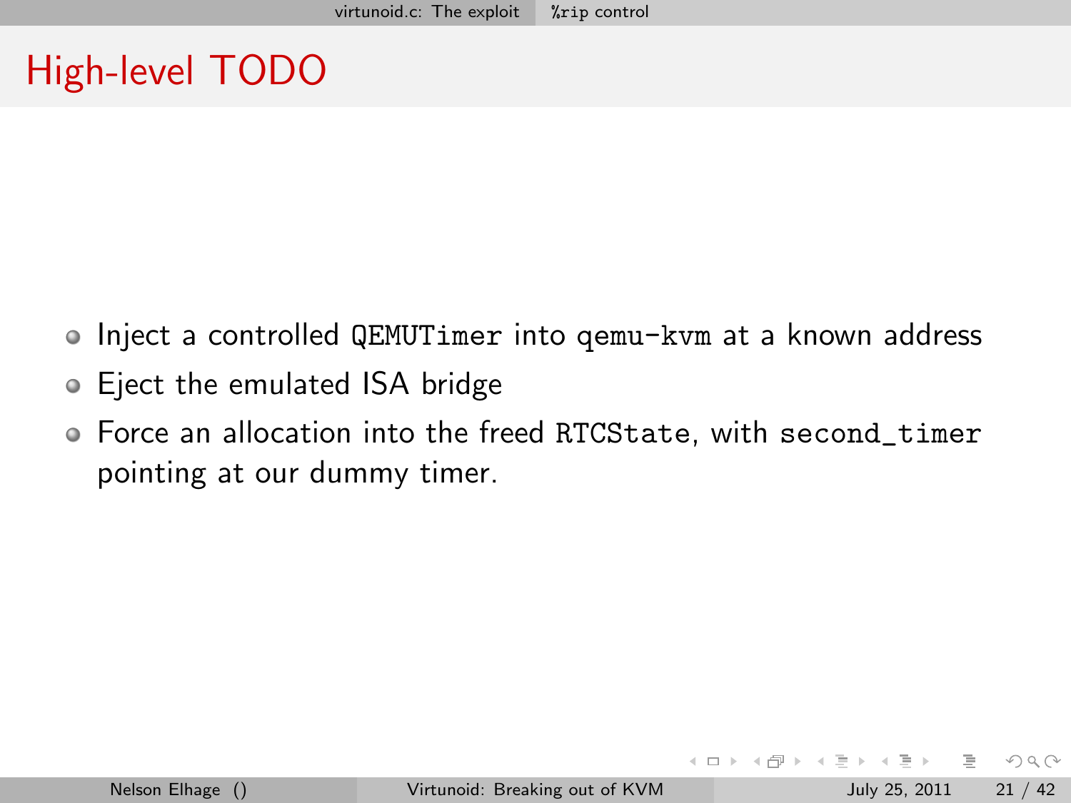# High-level TODO

- Inject a controlled `QEMUTimer` into `qemu-kvm` at a known address
- Eject the emulated ISA bridge
- Force an allocation into the freed `RTCState`, with `second_timer` pointing at our dummy timer.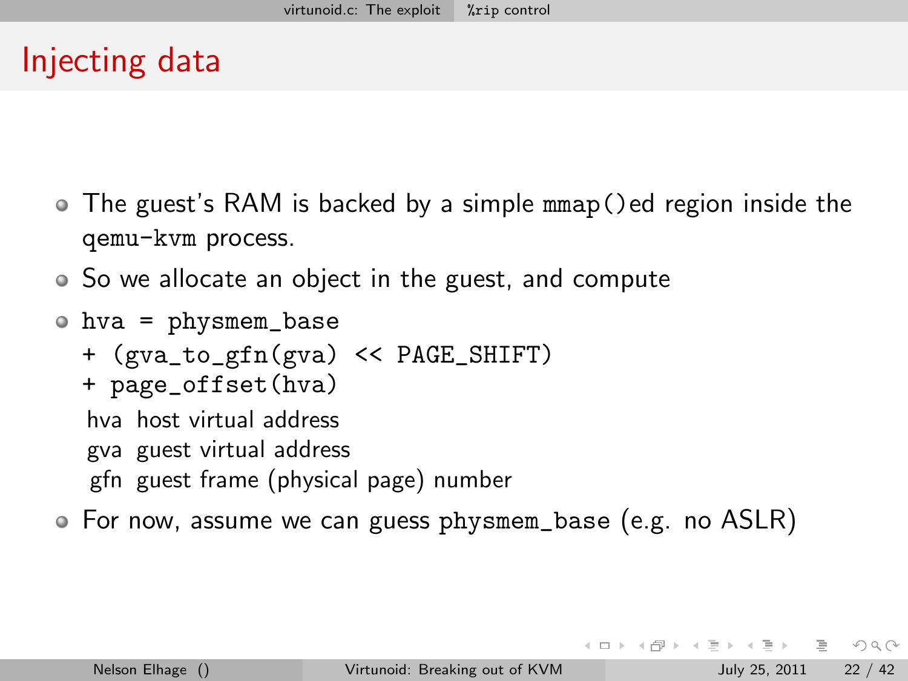# Injecting data

- The guest's RAM is backed by a simple `mmap()`ed region inside the `qemu-kvm` process.
- So we allocate an object in the guest, and compute
- ```
  hva = physmem_base
  + (gva_to_gfn(gva) << PAGE_SHIFT)
  + page_offset(hva)
  ```

  hva host virtual address

  gva guest virtual address

  gfn guest frame (physical page) number
- For now, assume we can guess `physmem_base` (e.g. no ASLR)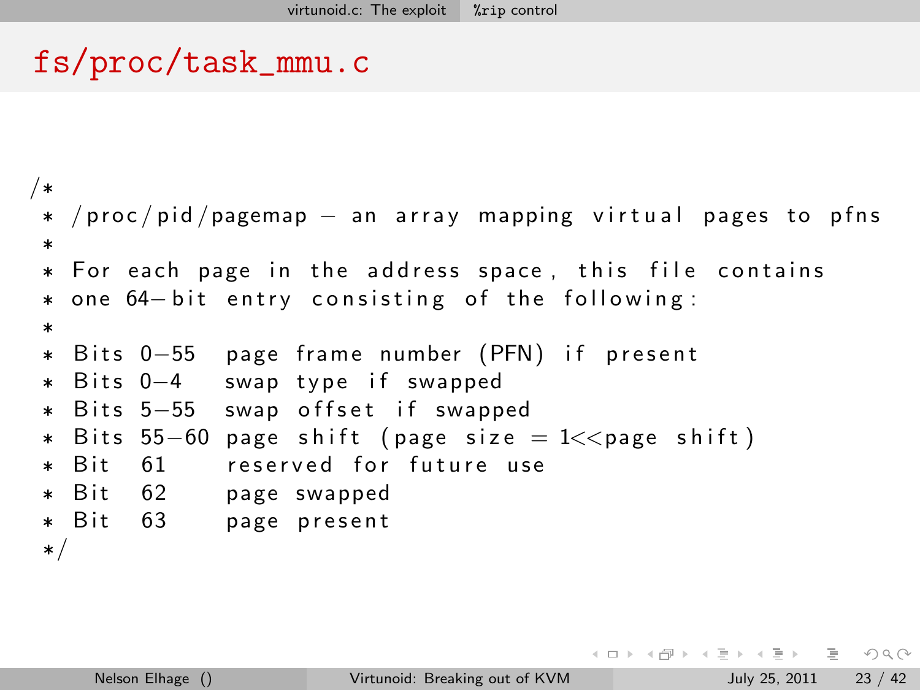# fs/proc/task_mmu.c

```
/*
 * /proc/pid/pagemap - an array mapping virtual pages to pfns
 *
 * For each page in the address space, this file contains
 * one 64-bit entry consisting of the following:
 *
 * Bits 0-55  page frame number (PFN) if present
 * Bits 0-4   swap type if swapped
 * Bits 5-55  swap offset if swapped
 * Bits 55-60 page shift (page size = 1<<page shift)
 * Bit  61    reserved for future use
 * Bit  62    page swapped
 * Bit  63    page present
 */
```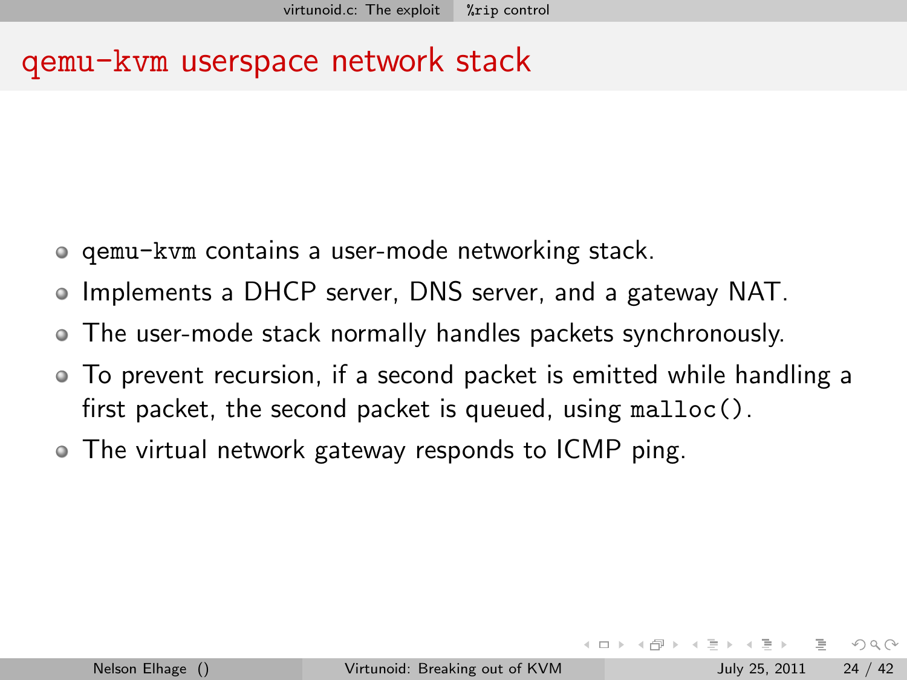# qemu-kvm userspace network stack

- `qemu-kvm` contains a user-mode networking stack.
- Implements a DHCP server, DNS server, and a gateway NAT.
- The user-mode stack normally handles packets synchronously.
- To prevent recursion, if a second packet is emitted while handling a first packet, the second packet is queued, using `malloc()`.
- The virtual network gateway responds to ICMP ping.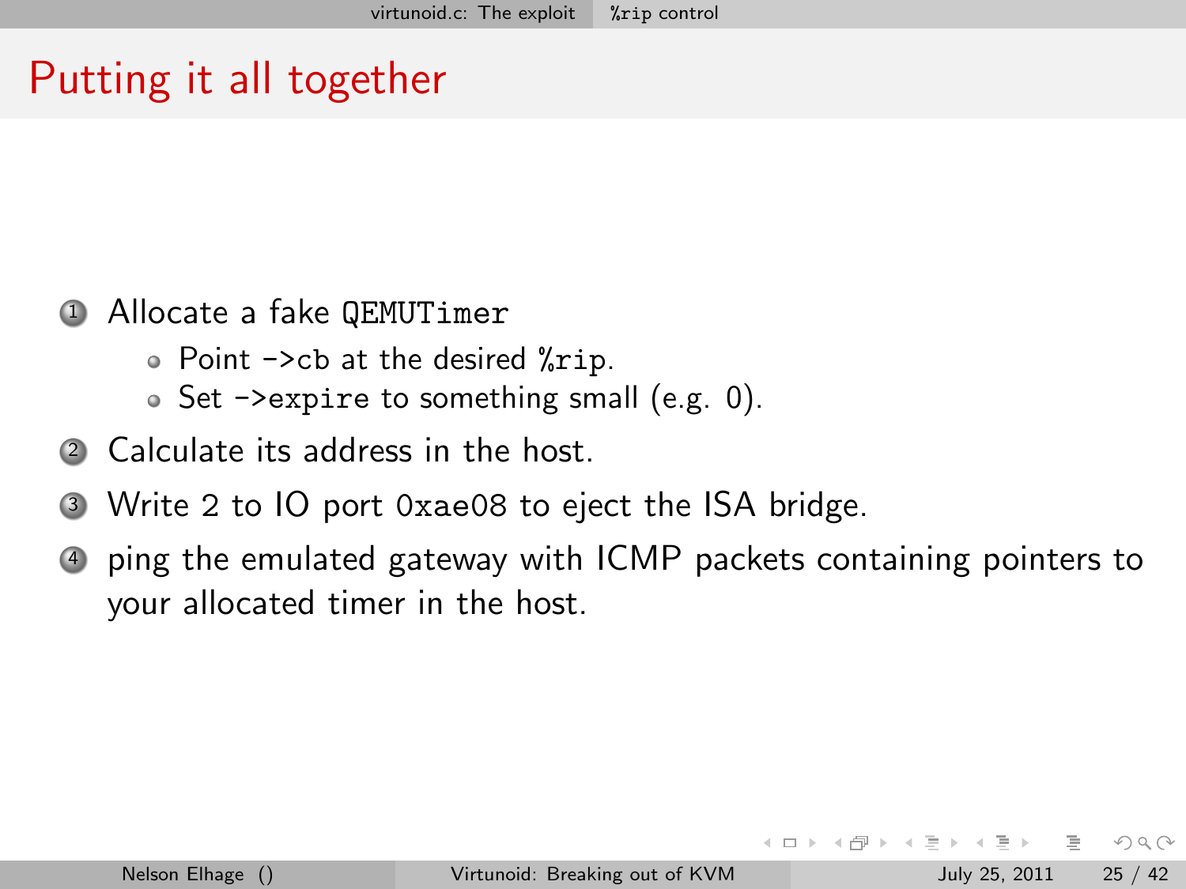# Putting it all together

1. Allocate a fake `QEMUTimer`
   - Point `->cb` at the desired `%rip`.
   - Set `->expire` to something small (e.g. 0).
2. Calculate its address in the host.
3. Write 2 to IO port `0xae08` to eject the ISA bridge.
4. ping the emulated gateway with ICMP packets containing pointers to your allocated timer in the host.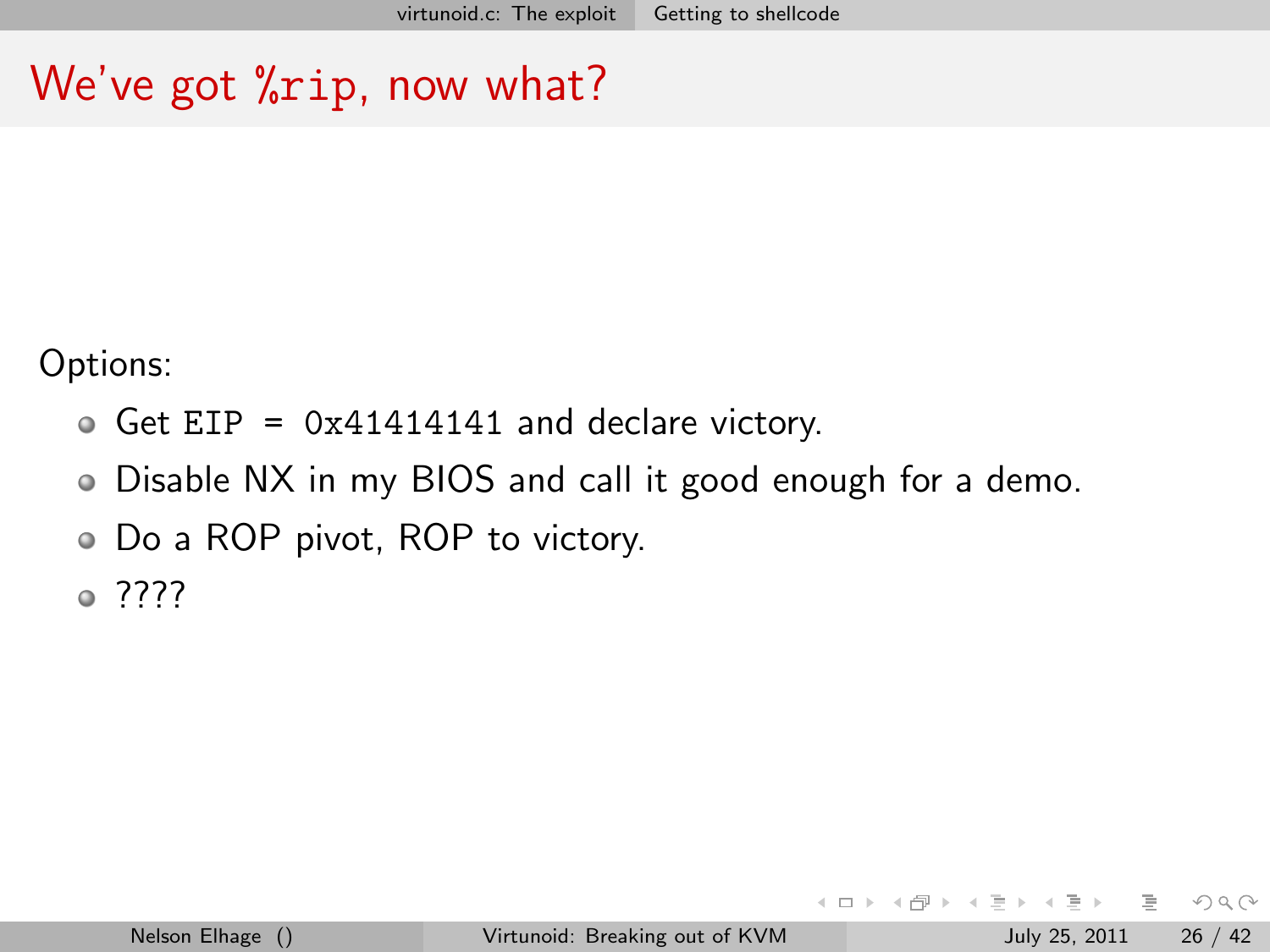# We've got `%rip`, now what?

Options:

- Get `EIP = 0x41414141` and declare victory.
- Disable NX in my BIOS and call it good enough for a demo.
- Do a ROP pivot, ROP to victory.
- ????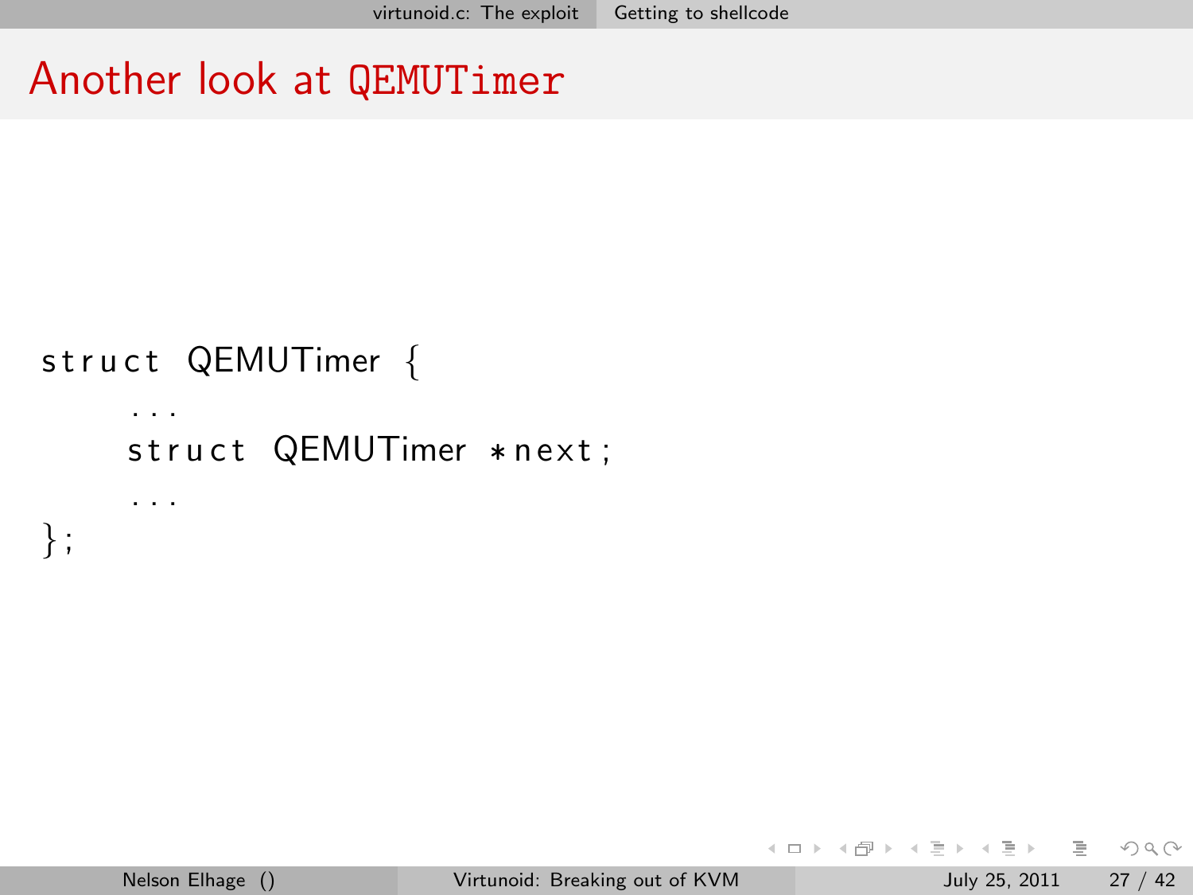# Another look at QEMUTimer

```
struct QEMUTimer {
    ...
    struct QEMUTimer *next;
    ...
};
```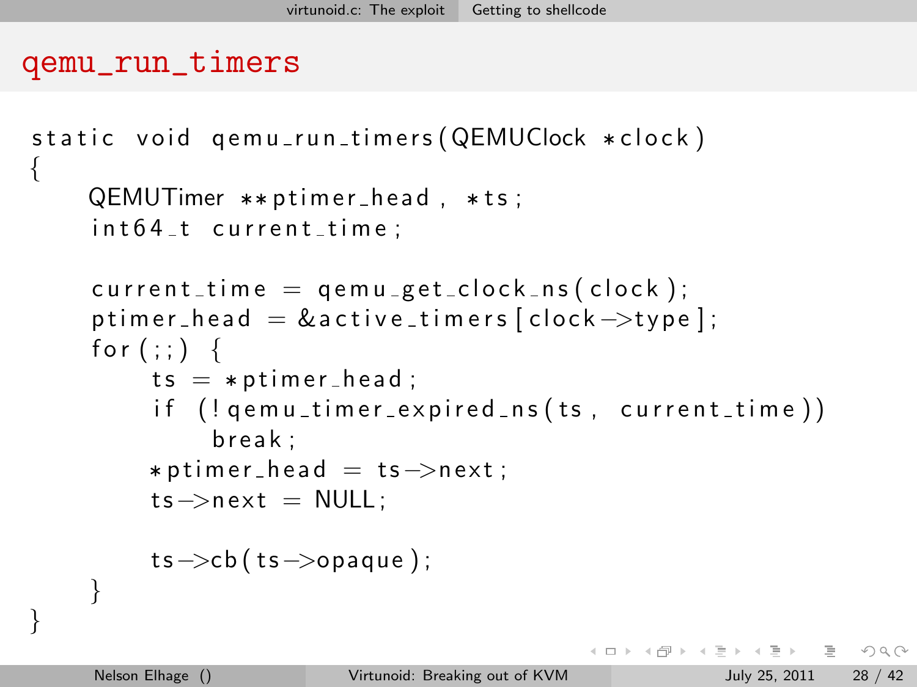# qemu_run_timers

```c
static void qemu_run_timers(QEMUClock *clock)
{
    QEMUTimer **ptimer_head, *ts;
    int64_t current_time;

    current_time = qemu_get_clock_ns(clock);
    ptimer_head = &active_timers[clock->type];
    for (;;) {
        ts = *ptimer_head;
        if (!qemu_timer_expired_ns(ts, current_time))
            break;
        *ptimer_head = ts->next;
        ts->next = NULL;

        ts->cb(ts->opaque);
    }
}
```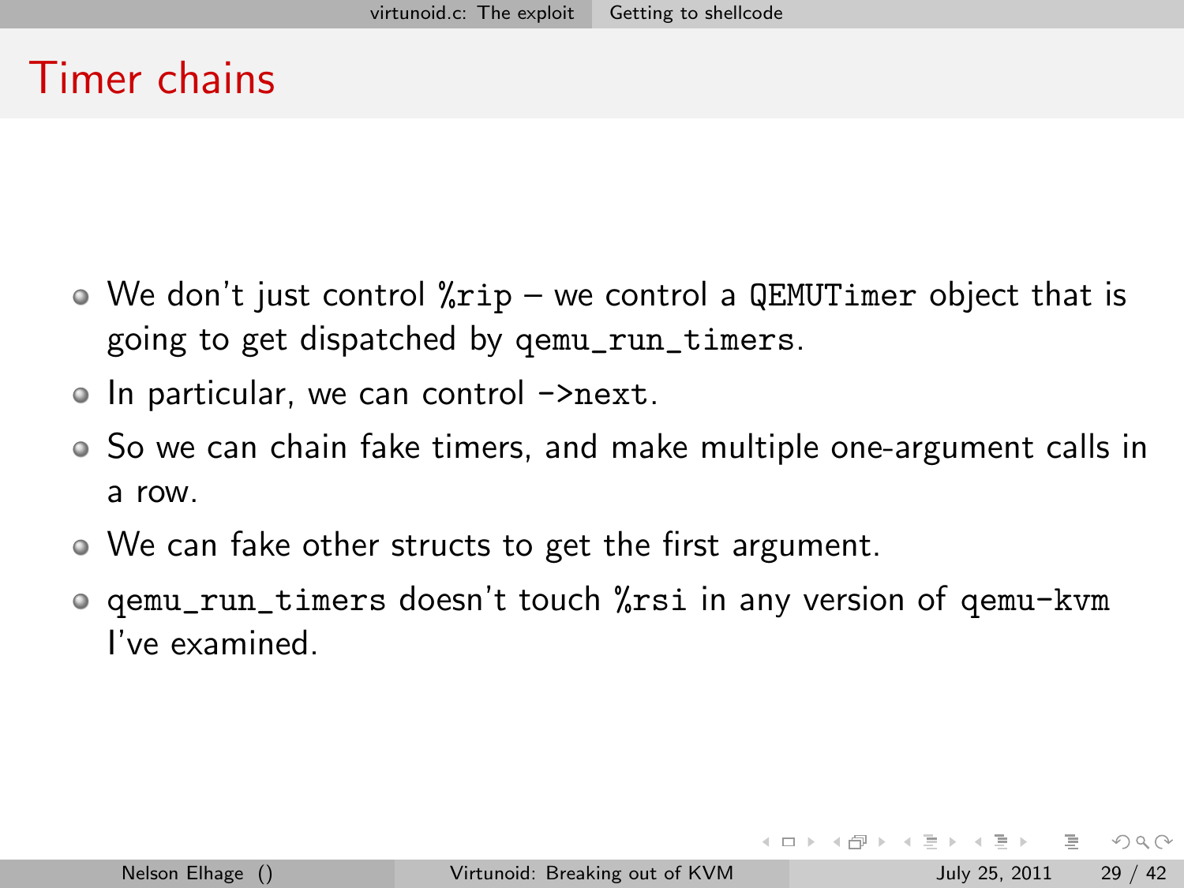# Timer chains

- We don't just control `%rip` – we control a `QEMUTimer` object that is going to get dispatched by `qemu_run_timers`.
- In particular, we can control `->next`.
- So we can chain fake timers, and make multiple one-argument calls in a row.
- We can fake other structs to get the first argument.
- `qemu_run_timers` doesn't touch `%rsi` in any version of `qemu-kvm` I've examined.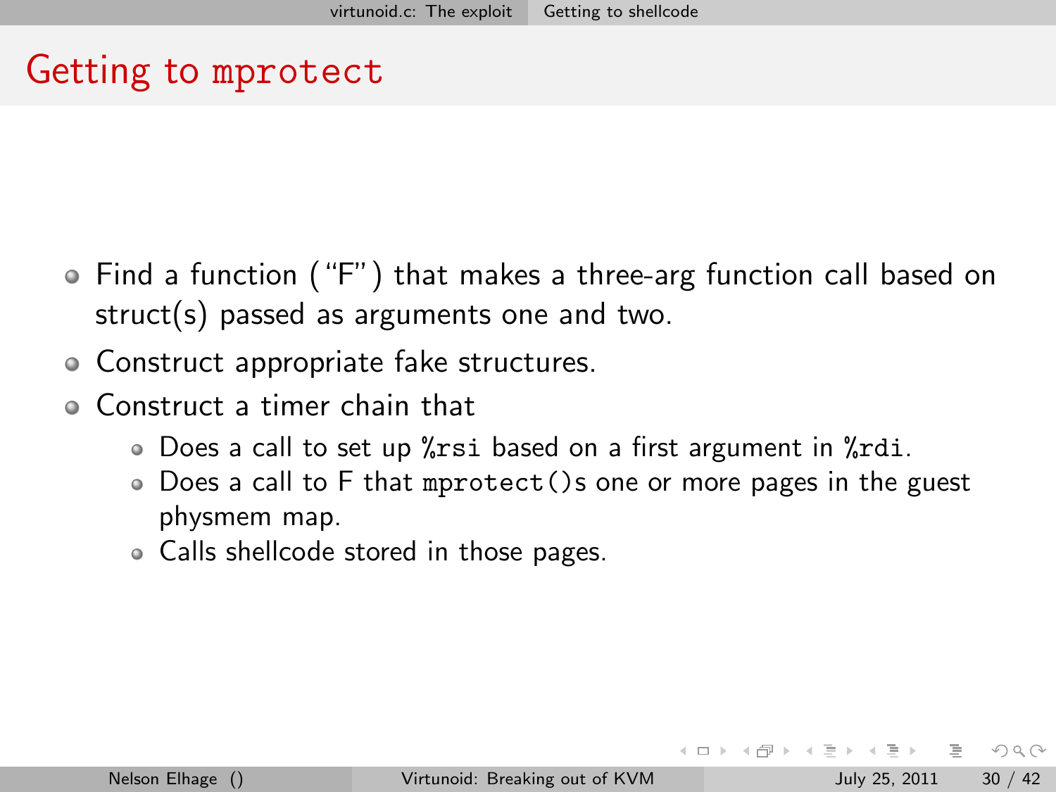# Getting to `mprotect`

- Find a function ("F") that makes a three-arg function call based on struct(s) passed as arguments one and two.
- Construct appropriate fake structures.
- Construct a timer chain that
  - Does a call to set up `%rsi` based on a first argument in `%rdi`.
  - Does a call to F that `mprotect()`s one or more pages in the guest physmem map.
  - Calls shellcode stored in those pages.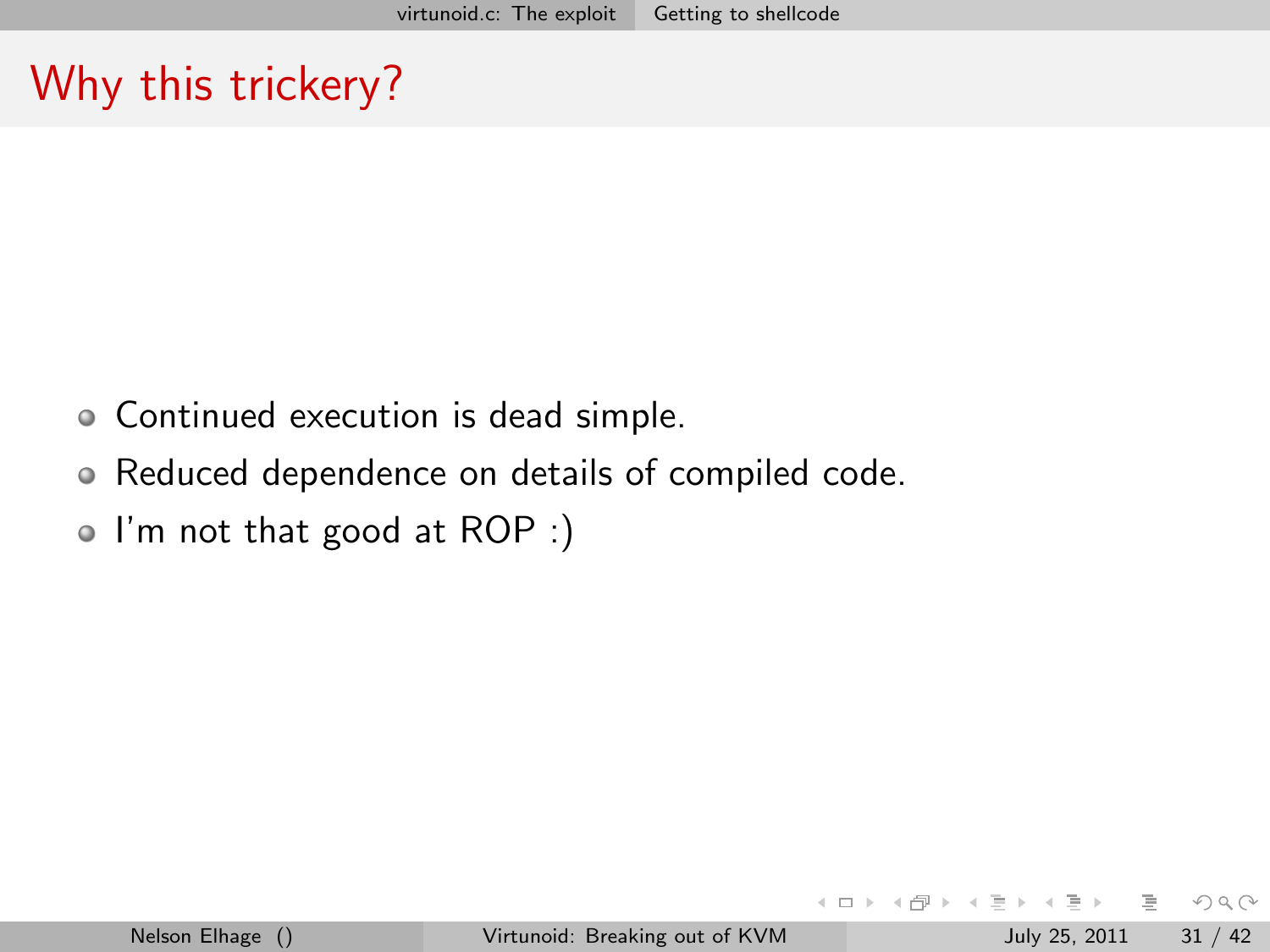# Why this trickery?

- Continued execution is dead simple.
- Reduced dependence on details of compiled code.
- I'm not that good at ROP :)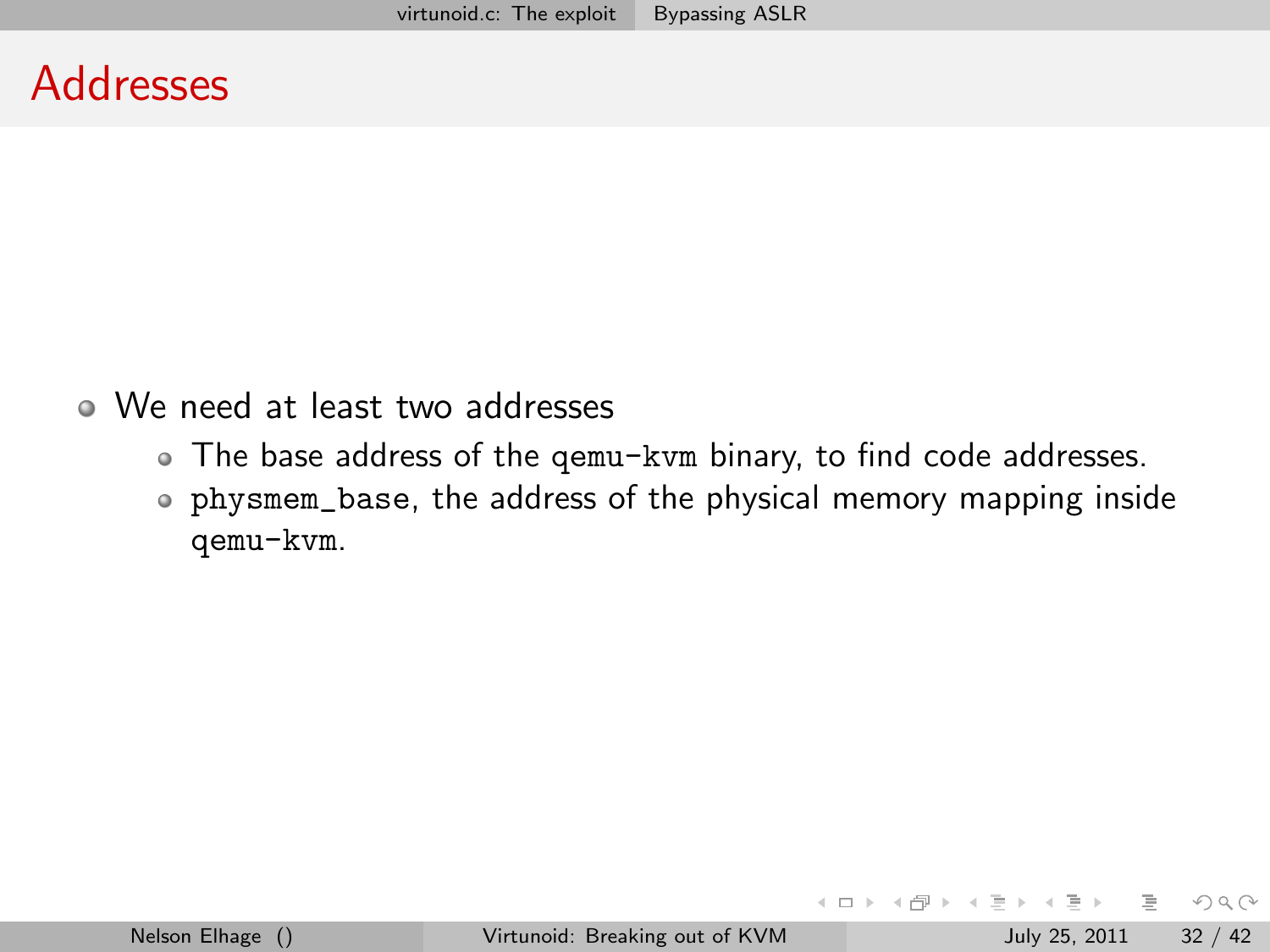# Addresses

- We need at least two addresses
  - The base address of the `qemu-kvm` binary, to find code addresses.
  - `physmem_base`, the address of the physical memory mapping inside `qemu-kvm`.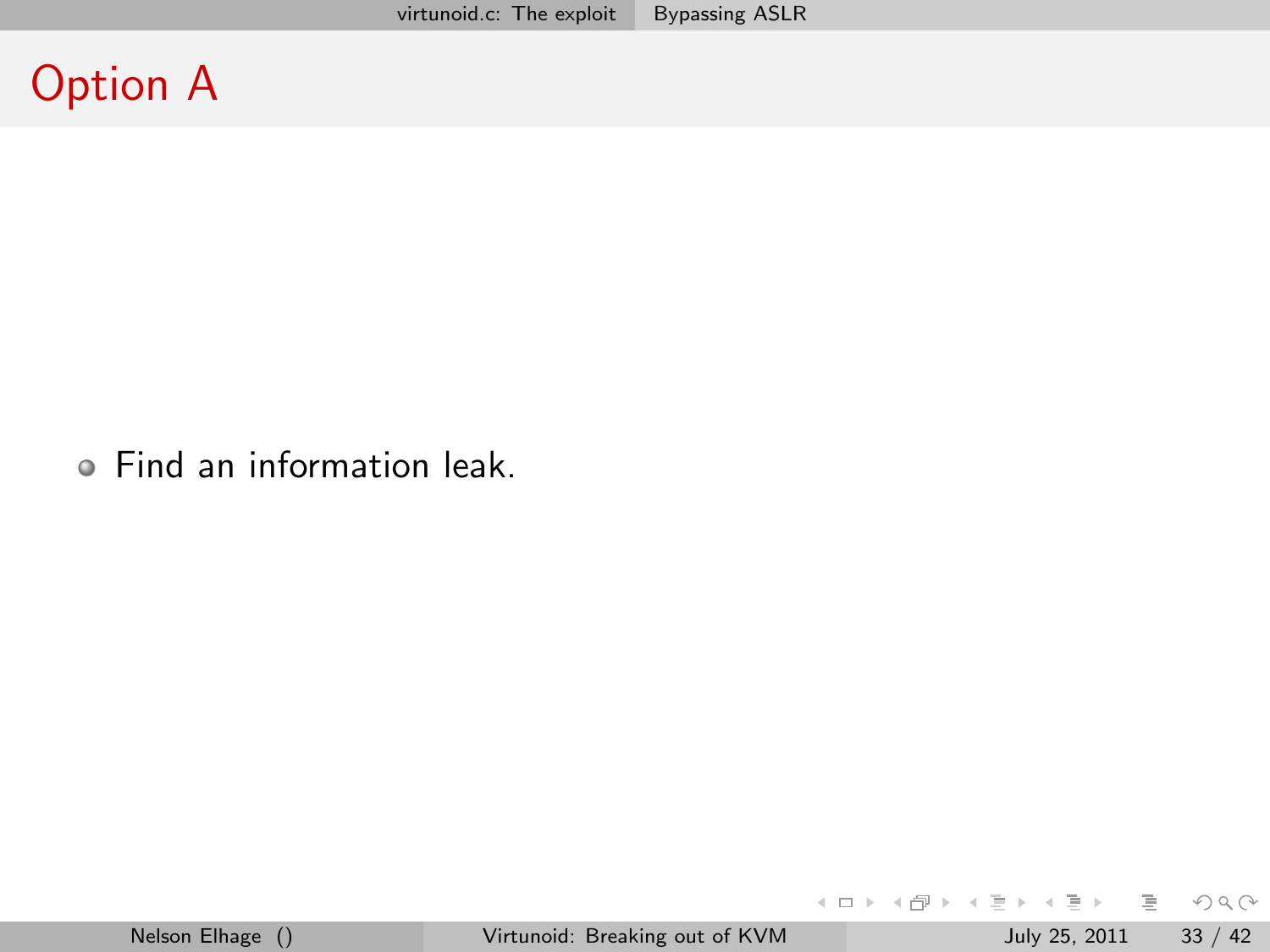# Option A

- Find an information leak.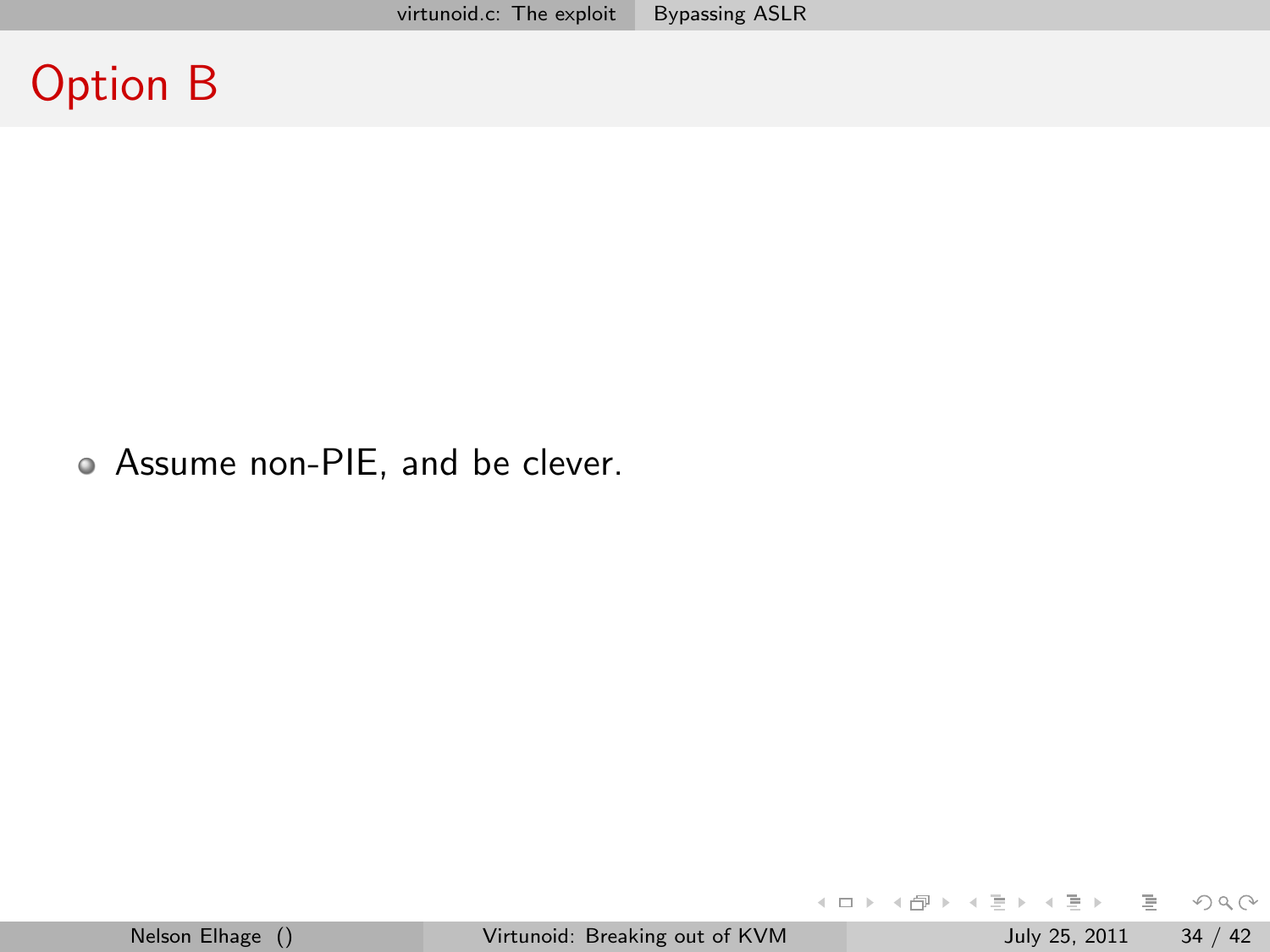# Option B

- Assume non-PIE, and be clever.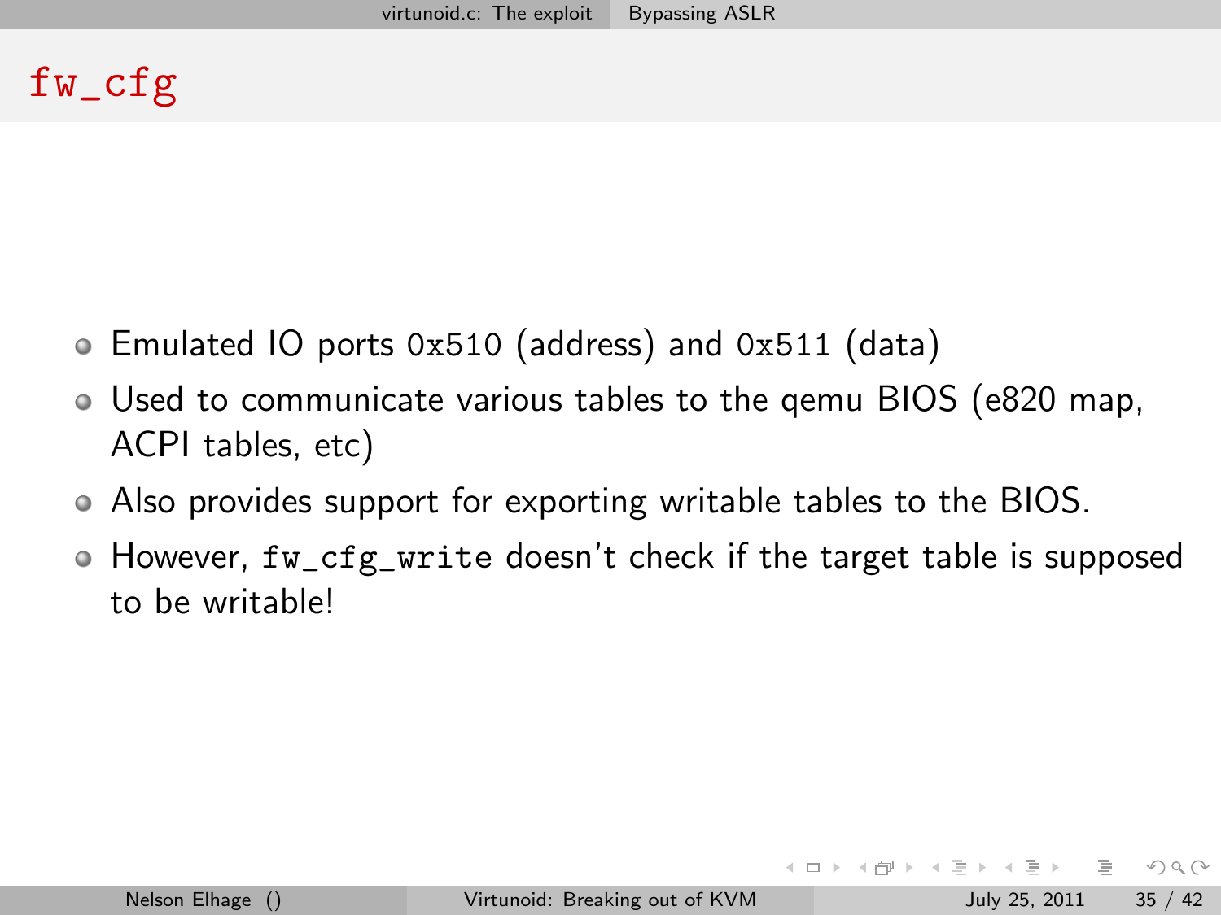# fw_cfg

- Emulated IO ports 0x510 (address) and 0x511 (data)
- Used to communicate various tables to the qemu BIOS (e820 map, ACPI tables, etc)
- Also provides support for exporting writable tables to the BIOS.
- However, fw_cfg_write doesn't check if the target table is supposed to be writable!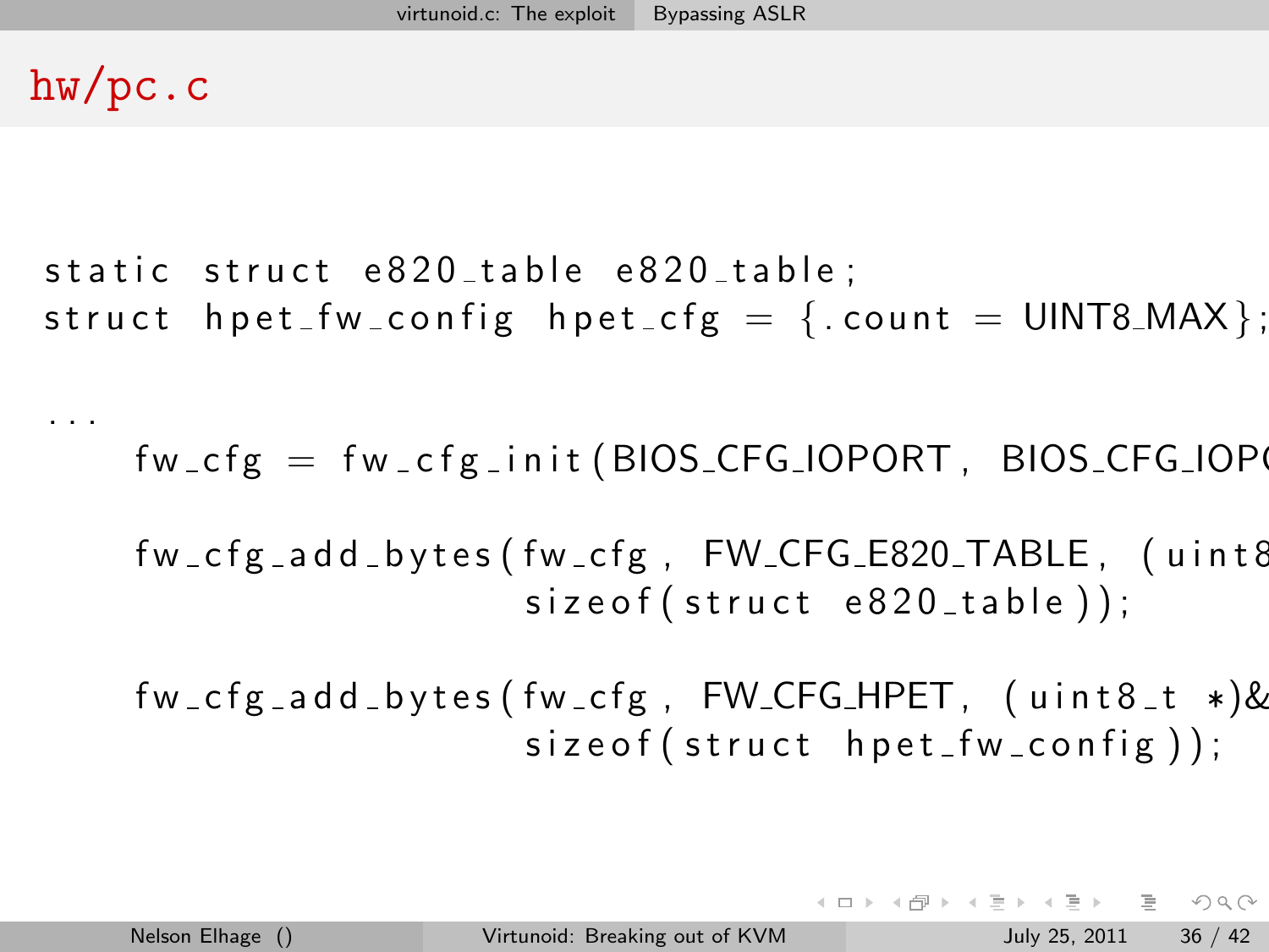# hw/pc.c

```
static struct e820_table e820_table;
struct hpet_fw_config hpet_cfg = {.count = UINT8_MAX};

...
    fw_cfg = fw_cfg_init(BIOS_CFG_IOPORT, BIOS_CFG_IOP

    fw_cfg_add_bytes(fw_cfg, FW_CFG_E820_TABLE, (uint8
                     sizeof(struct e820_table));

    fw_cfg_add_bytes(fw_cfg, FW_CFG_HPET, (uint8_t *)&
                     sizeof(struct hpet_fw_config));
```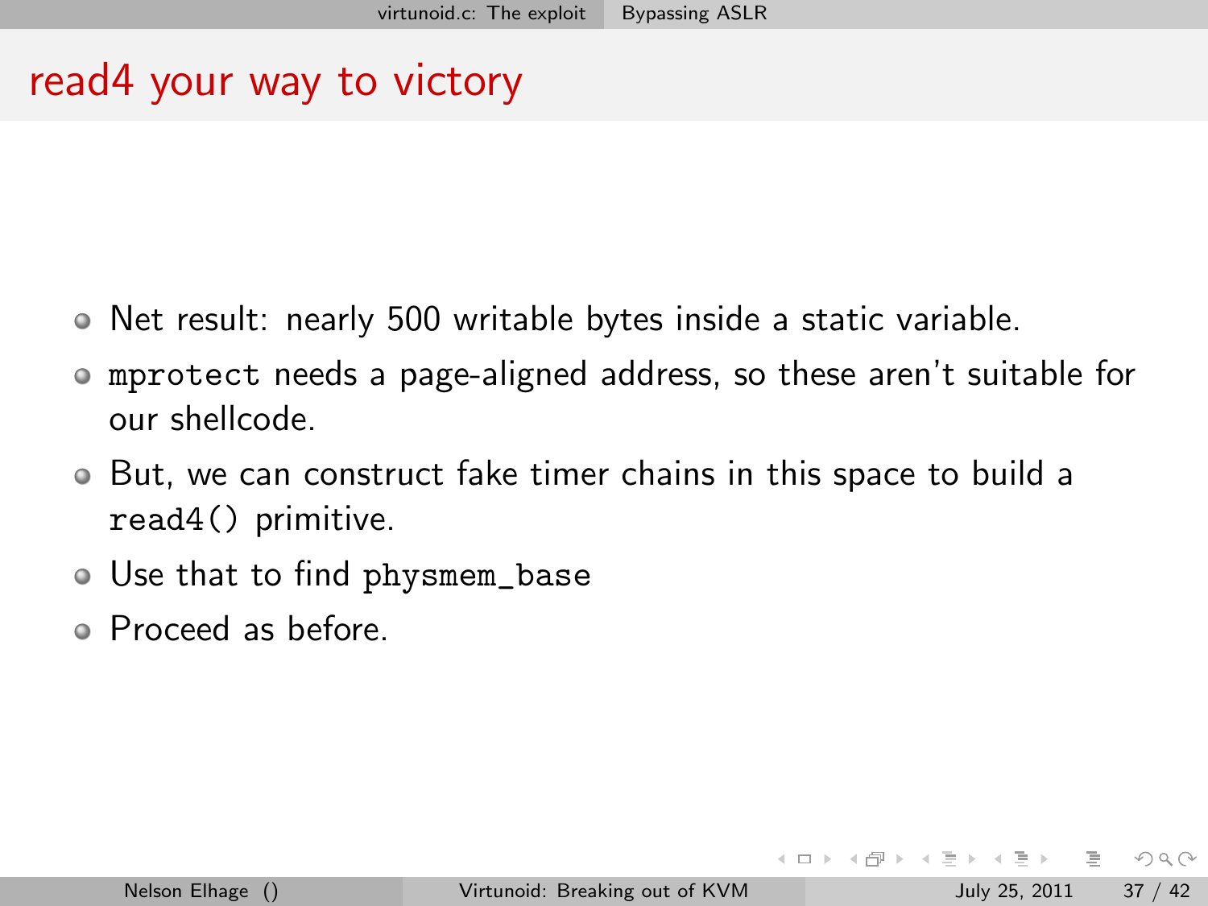# read4 your way to victory

- Net result: nearly 500 writable bytes inside a static variable.
- `mprotect` needs a page-aligned address, so these aren't suitable for our shellcode.
- But, we can construct fake timer chains in this space to build a `read4()` primitive.
- Use that to find `physmem_base`
- Proceed as before.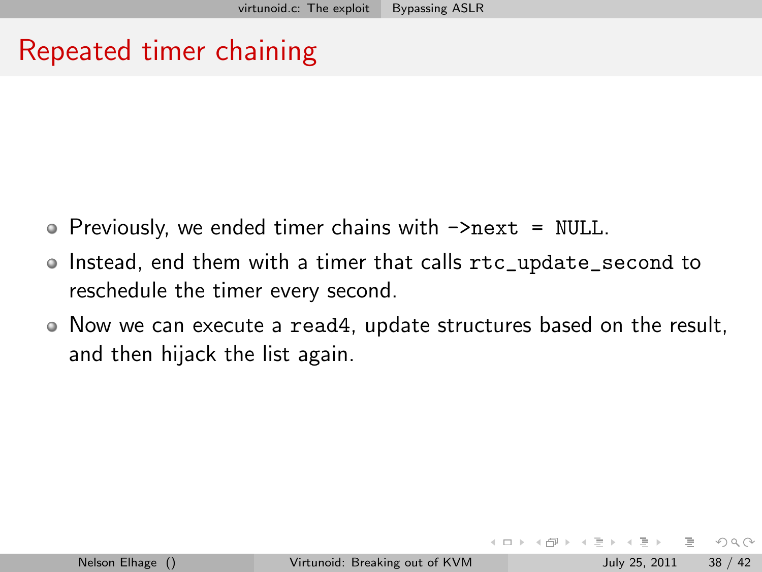# Repeated timer chaining

- Previously, we ended timer chains with `->next = NULL`.
- Instead, end them with a timer that calls `rtc_update_second` to reschedule the timer every second.
- Now we can execute a `read4`, update structures based on the result, and then hijack the list again.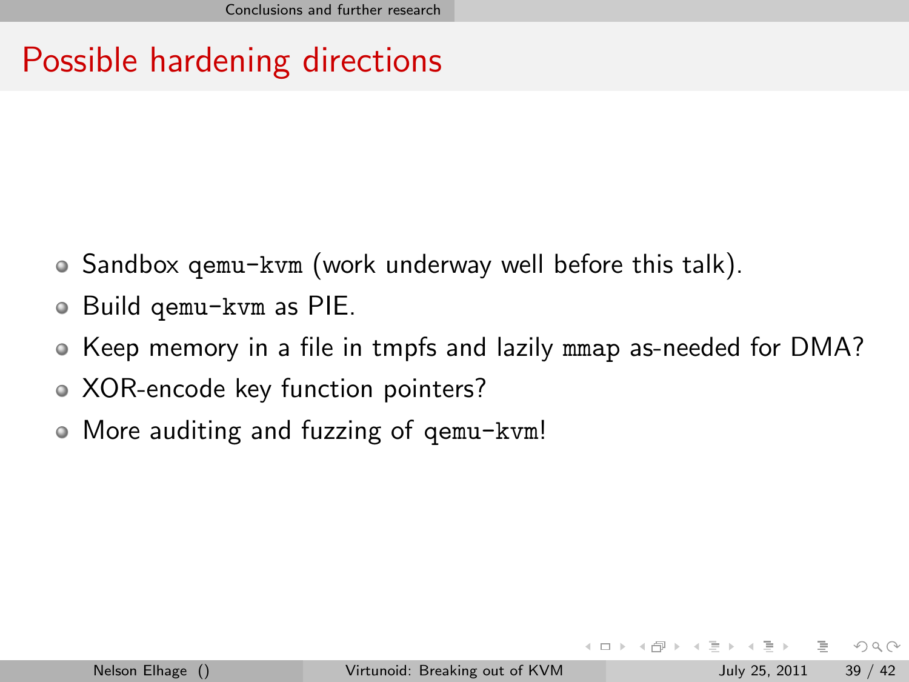# Possible hardening directions

- Sandbox `qemu-kvm` (work underway well before this talk).
- Build `qemu-kvm` as PIE.
- Keep memory in a file in tmpfs and lazily `mmap` as-needed for DMA?
- XOR-encode key function pointers?
- More auditing and fuzzing of `qemu-kvm`!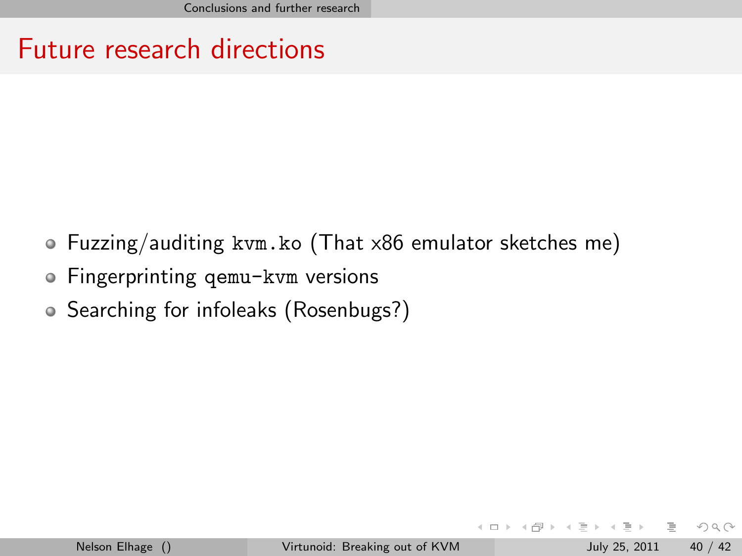# Future research directions

- Fuzzing/auditing `kvm.ko` (That x86 emulator sketches me)
- Fingerprinting `qemu-kvm` versions
- Searching for infoleaks (Rosenbugs?)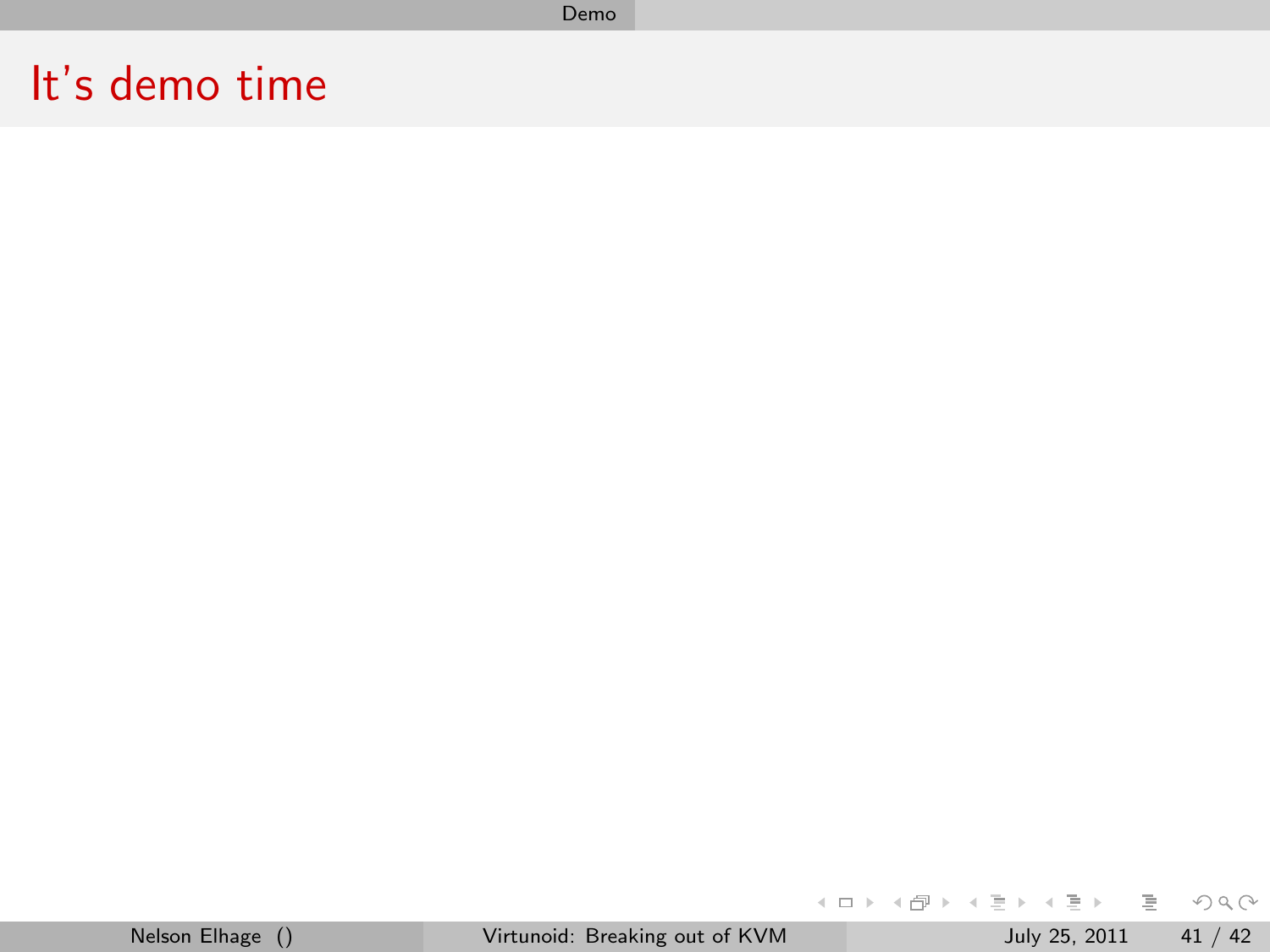# It's demo time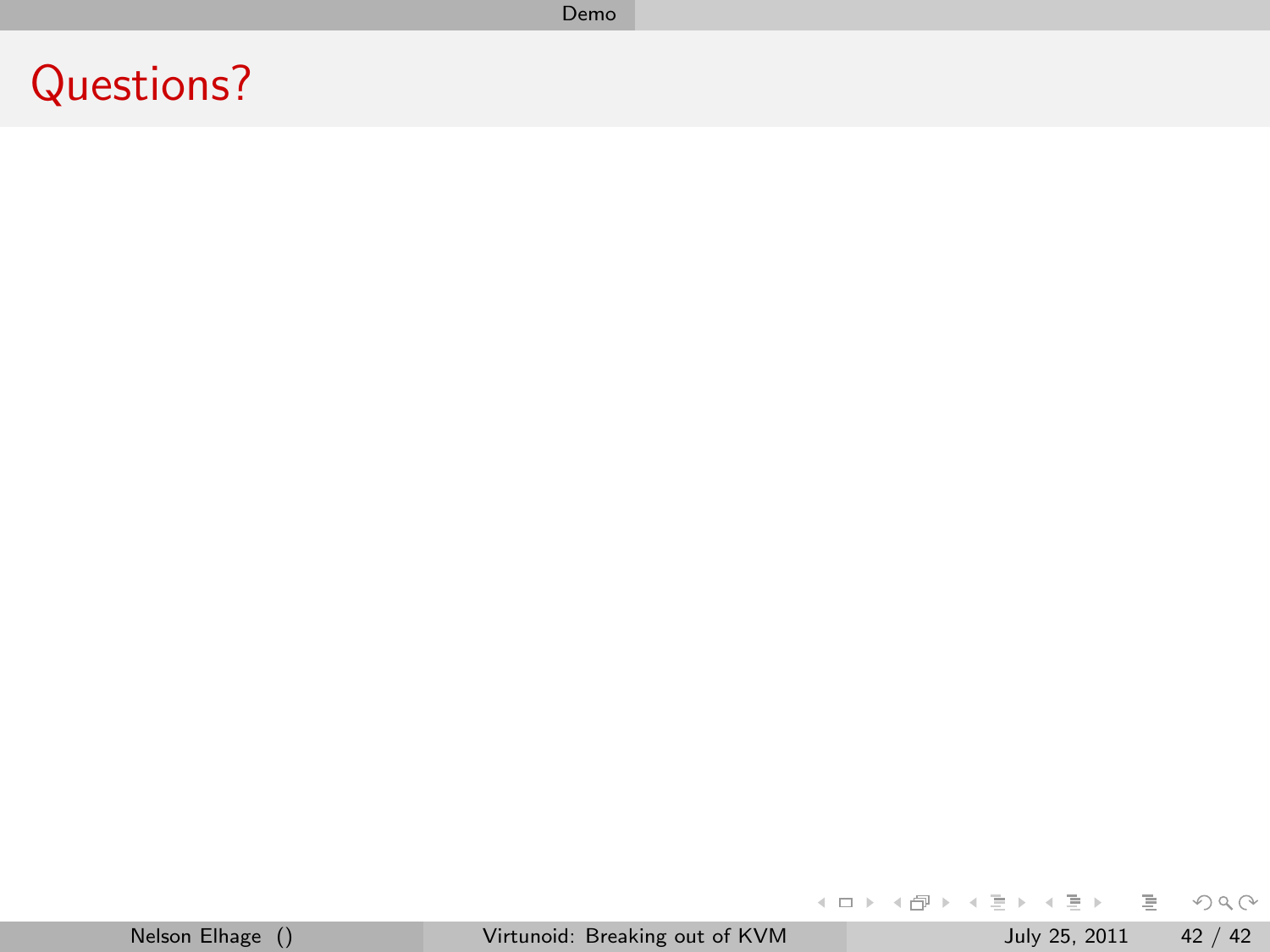# Questions?